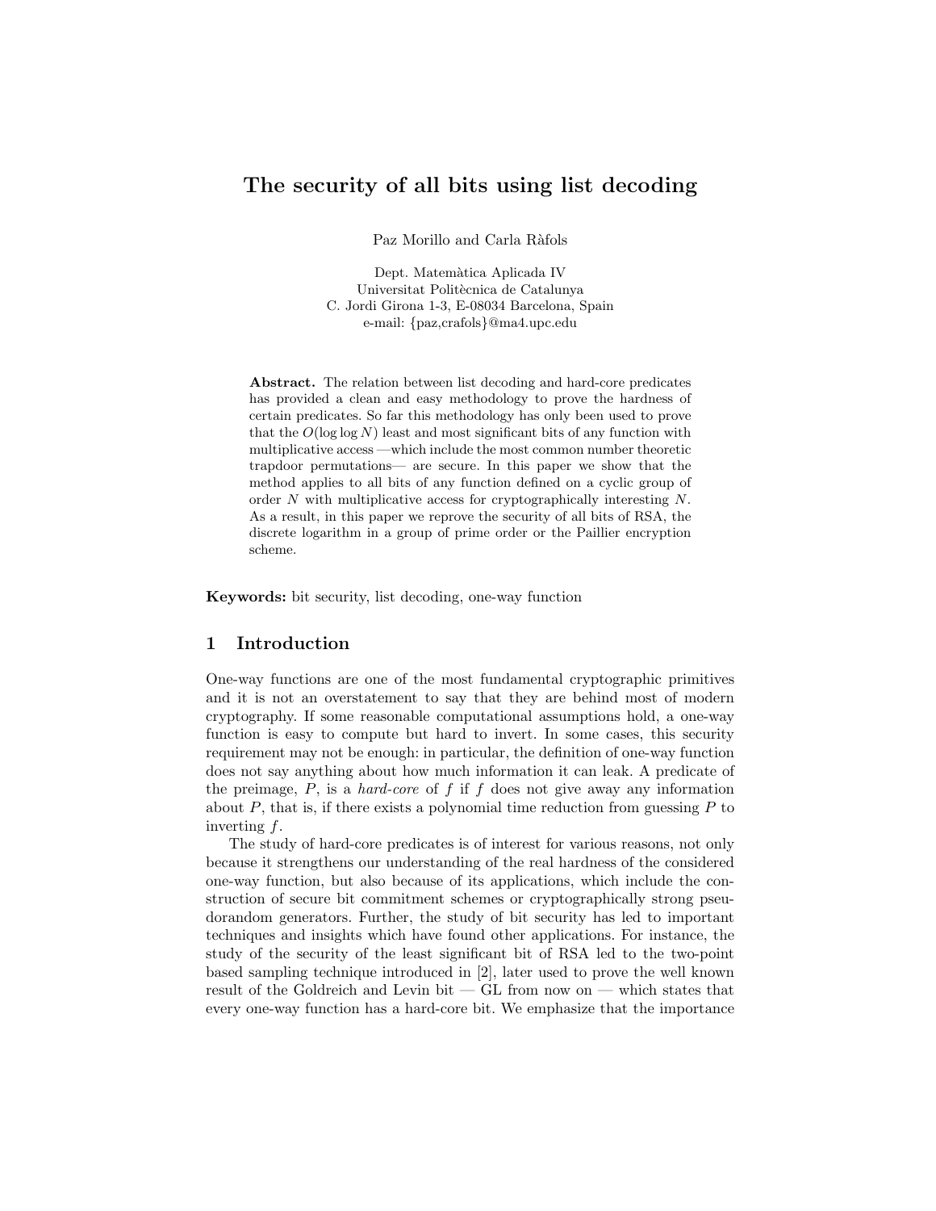# The security of all bits using list decoding

Paz Morillo and Carla Ràfols

Dept. Matemàtica Aplicada IV
Universitat Politècnica de Catalunya
C. Jordi Girona 1-3, E-08034 Barcelona, Spain
e-mail: {paz,crafols}@ma4.upc.edu

**Abstract.** The relation between list decoding and hard-core predicates has provided a clean and easy methodology to prove the hardness of certain predicates. So far this methodology has only been used to prove that the $O(\log \log N)$ least and most significant bits of any function with multiplicative access —which include the most common number theoretic trapdoor permutations— are secure. In this paper we show that the method applies to all bits of any function defined on a cyclic group of order $N$ with multiplicative access for cryptographically interesting $N$. As a result, in this paper we reprove the security of all bits of RSA, the discrete logarithm in a group of prime order or the Paillier encryption scheme.

**Keywords:** bit security, list decoding, one-way function

## 1 Introduction

One-way functions are one of the most fundamental cryptographic primitives and it is not an overstatement to say that they are behind most of modern cryptography. If some reasonable computational assumptions hold, a one-way function is easy to compute but hard to invert. In some cases, this security requirement may not be enough: in particular, the definition of one-way function does not say anything about how much information it can leak. A predicate of the preimage, $P$, is a *hard-core* of $f$ if $f$ does not give away any information about $P$, that is, if there exists a polynomial time reduction from guessing $P$ to inverting $f$.

The study of hard-core predicates is of interest for various reasons, not only because it strengthens our understanding of the real hardness of the considered one-way function, but also because of its applications, which include the construction of secure bit commitment schemes or cryptographically strong pseudorandom generators. Further, the study of bit security has led to important techniques and insights which have found other applications. For instance, the study of the security of the least significant bit of RSA led to the two-point based sampling technique introduced in [2], later used to prove the well known result of the Goldreich and Levin bit — GL from now on — which states that every one-way function has a hard-core bit. We emphasize that the importance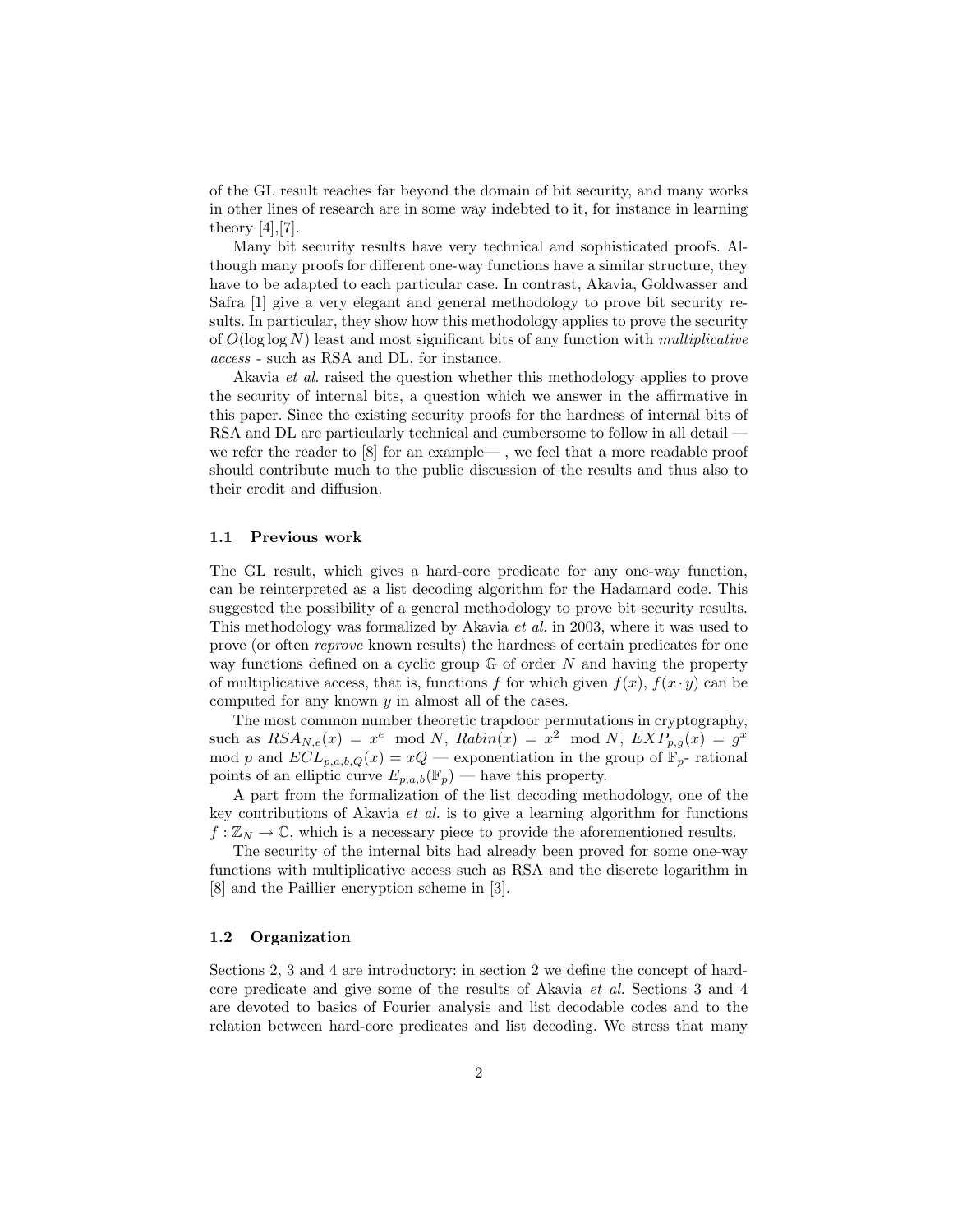of the GL result reaches far beyond the domain of bit security, and many works in other lines of research are in some way indebted to it, for instance in learning theory [4],[7].

Many bit security results have very technical and sophisticated proofs. Although many proofs for different one-way functions have a similar structure, they have to be adapted to each particular case. In contrast, Akavia, Goldwasser and Safra [1] give a very elegant and general methodology to prove bit security results. In particular, they show how this methodology applies to prove the security of $O(\log \log N)$ least and most significant bits of any function with *multiplicative access* - such as RSA and DL, for instance.

Akavia *et al.* raised the question whether this methodology applies to prove the security of internal bits, a question which we answer in the affirmative in this paper. Since the existing security proofs for the hardness of internal bits of RSA and DL are particularly technical and cumbersome to follow in all detail — we refer the reader to [8] for an example— , we feel that a more readable proof should contribute much to the public discussion of the results and thus also to their credit and diffusion.

### 1.1 Previous work

The GL result, which gives a hard-core predicate for any one-way function, can be reinterpreted as a list decoding algorithm for the Hadamard code. This suggested the possibility of a general methodology to prove bit security results. This methodology was formalized by Akavia *et al.* in 2003, where it was used to prove (or often *reprove* known results) the hardness of certain predicates for one way functions defined on a cyclic group $\mathbb{G}$ of order $N$ and having the property of multiplicative access, that is, functions $f$ for which given $f(x)$, $f(x \cdot y)$ can be computed for any known $y$ in almost all of the cases.

The most common number theoretic trapdoor permutations in cryptography, such as $RSA_{N,e}(x) = x^e \mod N$, $Rabin(x) = x^2 \mod N$, $EXP_{p,g}(x) = g^x \mod p$ and $ECL_{p,a,b,Q}(x) = xQ$ — exponentiation in the group of $\mathbb{F}_p$- rational points of an elliptic curve $E_{p,a,b}(\mathbb{F}_p)$ — have this property.

A part from the formalization of the list decoding methodology, one of the key contributions of Akavia *et al.* is to give a learning algorithm for functions $f : \mathbb{Z}_N \to \mathbb{C}$, which is a necessary piece to provide the aforementioned results.

The security of the internal bits had already been proved for some one-way functions with multiplicative access such as RSA and the discrete logarithm in [8] and the Paillier encryption scheme in [3].

### 1.2 Organization

Sections 2, 3 and 4 are introductory: in section 2 we define the concept of hard-core predicate and give some of the results of Akavia *et al.* Sections 3 and 4 are devoted to basics of Fourier analysis and list decodable codes and to the relation between hard-core predicates and list decoding. We stress that many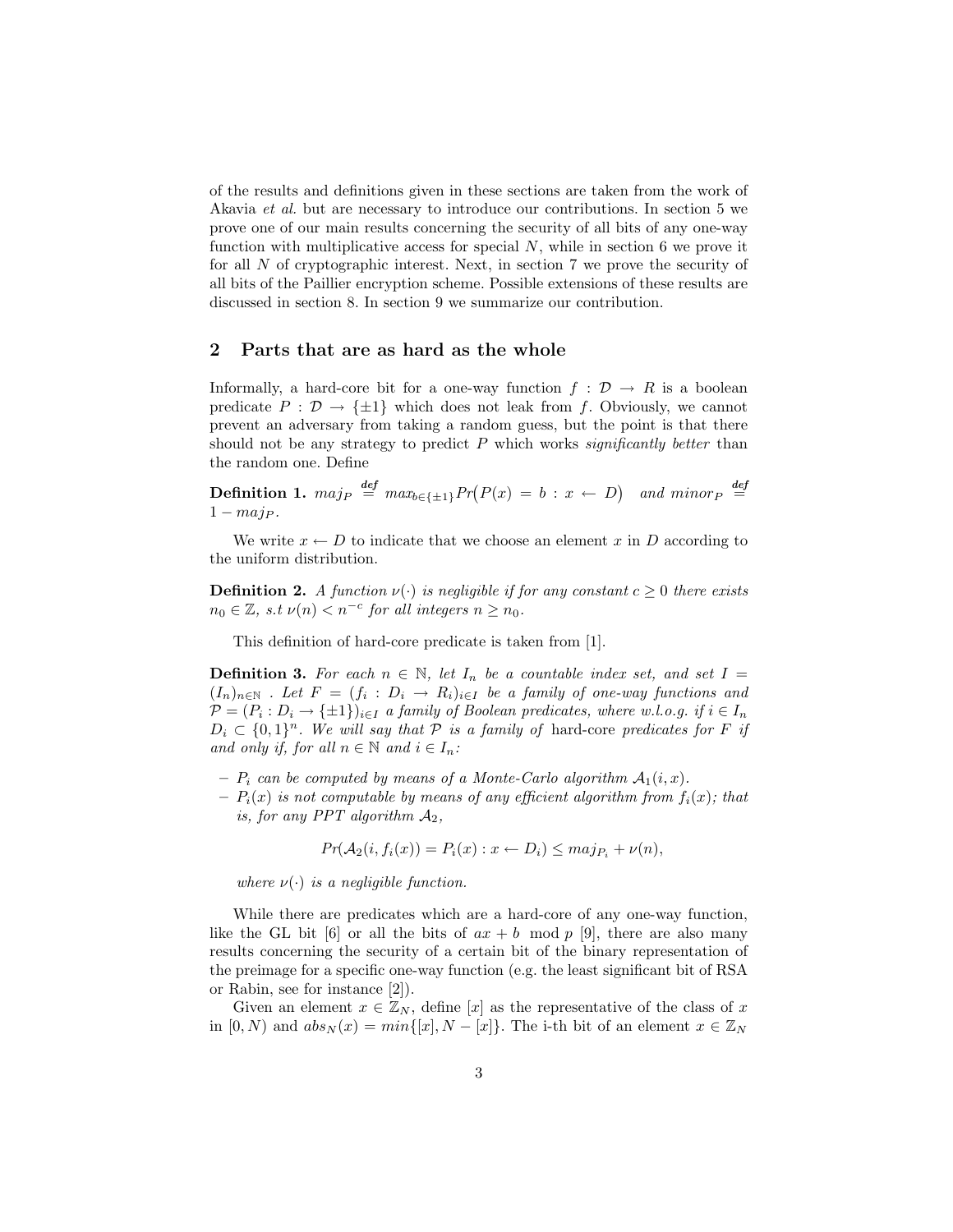of the results and definitions given in these sections are taken from the work of Akavia *et al.* but are necessary to introduce our contributions. In section 5 we prove one of our main results concerning the security of all bits of any one-way function with multiplicative access for special $N$, while in section 6 we prove it for all $N$ of cryptographic interest. Next, in section 7 we prove the security of all bits of the Paillier encryption scheme. Possible extensions of these results are discussed in section 8. In section 9 we summarize our contribution.

## 2 Parts that are as hard as the whole

Informally, a hard-core bit for a one-way function $f : \mathcal{D} \rightarrow R$ is a boolean predicate $P : \mathcal{D} \rightarrow \{\pm 1\}$ which does not leak from $f$. Obviously, we cannot prevent an adversary from taking a random guess, but the point is that there should not be any strategy to predict $P$ which works *significantly better* than the random one. Define

**Definition 1.** $maj_P \stackrel{def}{=} max_{b \in \{\pm 1\}} Pr\big(P(x) = b : x \leftarrow D\big)$ *and* $minor_P \stackrel{def}{=} 1 - maj_P$.

We write $x \leftarrow D$ to indicate that we choose an element $x$ in $D$ according to the uniform distribution.

**Definition 2.** *A function $\nu(\cdot)$ is negligible if for any constant $c \geq 0$ there exists $n_0 \in \mathbb{Z}$, s.t $\nu(n) < n^{-c}$ for all integers $n \geq n_0$.*

This definition of hard-core predicate is taken from [1].

**Definition 3.** *For each $n \in \mathbb{N}$, let $I_n$ be a countable index set, and set $I = (I_n)_{n \in \mathbb{N}}$ . Let $F = (f_i : D_i \rightarrow R_i)_{i \in I}$ be a family of one-way functions and $\mathcal{P} = (P_i : D_i \rightarrow \{\pm 1\})_{i \in I}$ a family of Boolean predicates, where w.l.o.g. if $i \in I_n$ $D_i \subset \{0, 1\}^n$. We will say that $\mathcal{P}$ is a family of* hard-core *predicates for $F$ if and only if, for all $n \in \mathbb{N}$ and $i \in I_n$:*

- *$P_i$ can be computed by means of a Monte-Carlo algorithm $\mathcal{A}_1(i, x)$.*
- *$P_i(x)$ is not computable by means of any efficient algorithm from $f_i(x)$; that is, for any PPT algorithm $\mathcal{A}_2$,*

$$Pr(\mathcal{A}_2(i, f_i(x)) = P_i(x) : x \leftarrow D_i) \leq maj_{P_i} + \nu(n),$$

*where $\nu(\cdot)$ is a negligible function.*

While there are predicates which are a hard-core of any one-way function, like the GL bit [6] or all the bits of $ax + b \mod p$ [9], there are also many results concerning the security of a certain bit of the binary representation of the preimage for a specific one-way function (e.g. the least significant bit of RSA or Rabin, see for instance [2]).

Given an element $x \in \mathbb{Z}_N$, define $[x]$ as the representative of the class of $x$ in $[0, N)$ and $abs_N(x) = min\{[x], N - [x]\}$. The i-th bit of an element $x \in \mathbb{Z}_N$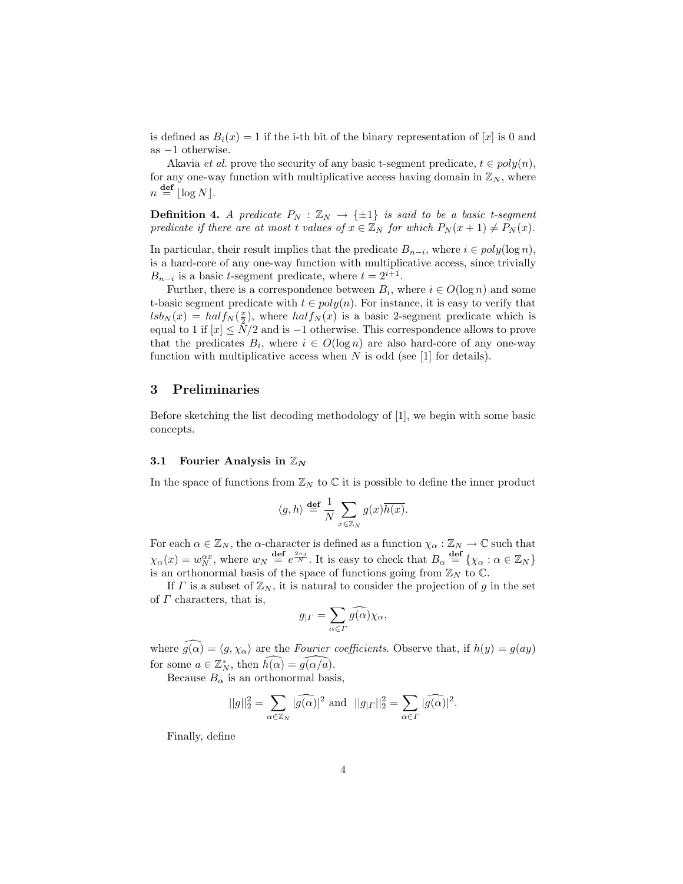is defined as $B_i(x) = 1$ if the i-th bit of the binary representation of $[x]$ is 0 and as $-1$ otherwise.

Akavia *et al.* prove the security of any basic t-segment predicate, $t \in poly(n)$, for any one-way function with multiplicative access having domain in $\mathbb{Z}_N$, where $n \stackrel{\mathbf{def}}{=} \lfloor \log N \rfloor$.

**Definition 4.** *A predicate $P_N : \mathbb{Z}_N \to \{\pm 1\}$ is said to be a basic t-segment predicate if there are at most t values of $x \in \mathbb{Z}_N$ for which $P_N(x+1) \neq P_N(x)$.*

In particular, their result implies that the predicate $B_{n-i}$, where $i \in poly(\log n)$, is a hard-core of any one-way function with multiplicative access, since trivially $B_{n-i}$ is a basic $t$-segment predicate, where $t = 2^{i+1}$.

Further, there is a correspondence between $B_i$, where $i \in O(\log n)$ and some t-basic segment predicate with $t \in poly(n)$. For instance, it is easy to verify that $lsb_N(x) = half_N(\frac{x}{2})$, where $half_N(x)$ is a basic 2-segment predicate which is equal to 1 if $[x] \leq N/2$ and is $-1$ otherwise. This correspondence allows to prove that the predicates $B_i$, where $i \in O(\log n)$ are also hard-core of any one-way function with multiplicative access when $N$ is odd (see [1] for details).

## 3 Preliminaries

Before sketching the list decoding methodology of [1], we begin with some basic concepts.

### 3.1 Fourier Analysis in $\mathbb{Z}_N$

In the space of functions from $\mathbb{Z}_N$ to $\mathbb{C}$ it is possible to define the inner product

$$\langle g, h \rangle \stackrel{\mathbf{def}}{=} \frac{1}{N} \sum_{x \in \mathbb{Z}_N} g(x)\overline{h(x)}.$$

For each $\alpha \in \mathbb{Z}_N$, the $\alpha$-character is defined as a function $\chi_\alpha : \mathbb{Z}_N \to \mathbb{C}$ such that $\chi_\alpha(x) = w_N^{\alpha x}$, where $w_N \stackrel{\mathbf{def}}{=} e^{\frac{2\pi j}{N}}$. It is easy to check that $B_\alpha \stackrel{\mathbf{def}}{=} \{\chi_\alpha : \alpha \in \mathbb{Z}_N\}$ is an orthonormal basis of the space of functions going from $\mathbb{Z}_N$ to $\mathbb{C}$.

If $\Gamma$ is a subset of $\mathbb{Z}_N$, it is natural to consider the projection of $g$ in the set of $\Gamma$ characters, that is,

$$g_{|\Gamma} = \sum_{\alpha \in \Gamma} \widehat{g(\alpha)} \chi_\alpha,$$

where $\widehat{g(\alpha)} = \langle g, \chi_\alpha \rangle$ are the *Fourier coefficients*. Observe that, if $h(y) = g(ay)$ for some $a \in \mathbb{Z}_N^*$, then $\widehat{h(\alpha)} = \widehat{g(\alpha/a)}$.

Because $B_\alpha$ is an orthonormal basis,

$$||g||_2^2 = \sum_{\alpha \in \mathbb{Z}_N} |\widehat{g(\alpha)}|^2 \text{ and } ||g_{|\Gamma}||_2^2 = \sum_{\alpha \in \Gamma} |\widehat{g(\alpha)}|^2.$$

Finally, define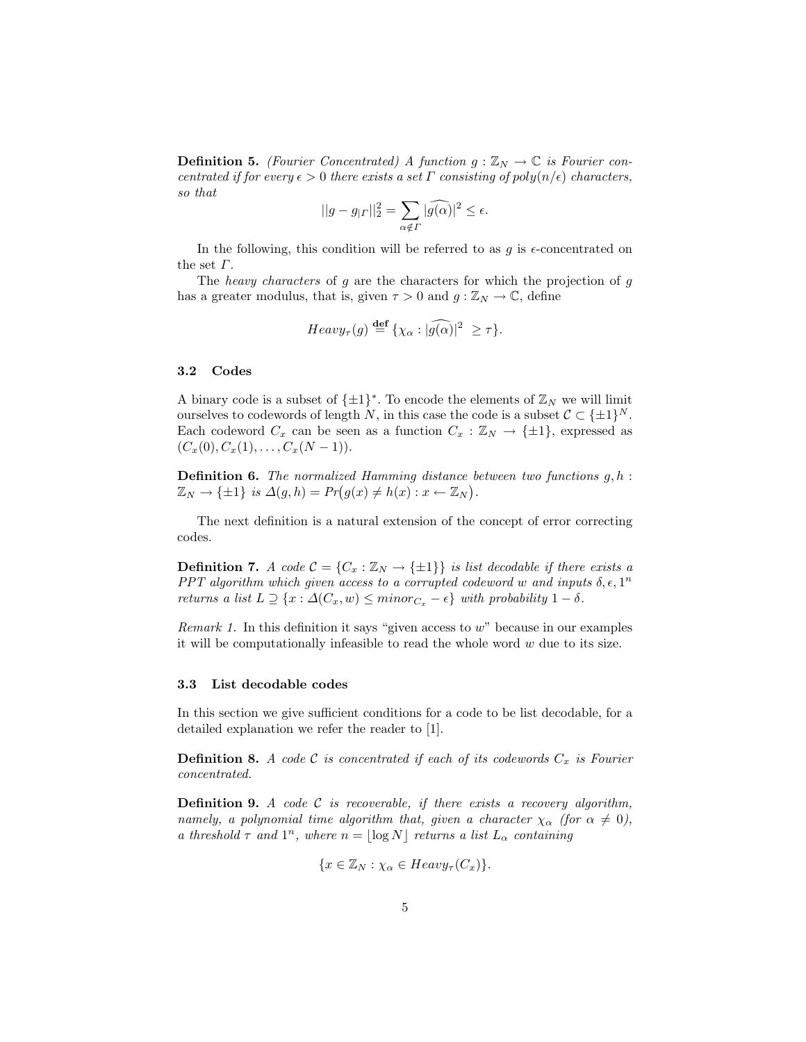**Definition 5.** *(Fourier Concentrated) A function $g : \mathbb{Z}_N \to \mathbb{C}$ is Fourier concentrated if for every $\epsilon > 0$ there exists a set $\Gamma$ consisting of $poly(n/\epsilon)$ characters, so that*

$$||g - g_{|\Gamma}||_2^2 = \sum_{\alpha \notin \Gamma} |\widehat{g(\alpha)}|^2 \leq \epsilon.$$

In the following, this condition will be referred to as $g$ is $\epsilon$-concentrated on the set $\Gamma$.

The *heavy characters* of $g$ are the characters for which the projection of $g$ has a greater modulus, that is, given $\tau > 0$ and $g : \mathbb{Z}_N \to \mathbb{C}$, define

$$Heavy_\tau(g) \stackrel{\textbf{def}}{=} \{\chi_\alpha : |\widehat{g(\alpha)}|^2 \ \geq \tau\}.$$

### 3.2 Codes

A binary code is a subset of $\{\pm 1\}^*$. To encode the elements of $\mathbb{Z}_N$ we will limit ourselves to codewords of length $N$, in this case the code is a subset $\mathcal{C} \subset \{\pm 1\}^N$. Each codeword $C_x$ can be seen as a function $C_x : \mathbb{Z}_N \to \{\pm 1\}$, expressed as $(C_x(0), C_x(1), \ldots, C_x(N-1))$.

**Definition 6.** *The normalized Hamming distance between two functions $g, h : \mathbb{Z}_N \to \{\pm 1\}$ is $\Delta(g, h) = Pr\big(g(x) \neq h(x) : x \leftarrow \mathbb{Z}_N\big)$.*

The next definition is a natural extension of the concept of error correcting codes.

**Definition 7.** *A code $\mathcal{C} = \{C_x : \mathbb{Z}_N \to \{\pm 1\}\}$ is list decodable if there exists a PPT algorithm which given access to a corrupted codeword $w$ and inputs $\delta, \epsilon, 1^n$ returns a list $L \supseteq \{x : \Delta(C_x, w) \leq minor_{C_x} - \epsilon\}$ with probability $1 - \delta$.*

*Remark 1.* In this definition it says "given access to $w$" because in our examples it will be computationally infeasible to read the whole word $w$ due to its size.

### 3.3 List decodable codes

In this section we give sufficient conditions for a code to be list decodable, for a detailed explanation we refer the reader to [1].

**Definition 8.** *A code $\mathcal{C}$ is concentrated if each of its codewords $C_x$ is Fourier concentrated.*

**Definition 9.** *A code $\mathcal{C}$ is recoverable, if there exists a recovery algorithm, namely, a polynomial time algorithm that, given a character $\chi_\alpha$ (for $\alpha \neq 0$), a threshold $\tau$ and $1^n$, where $n = \lfloor \log N \rfloor$ returns a list $L_\alpha$ containing*

$$\{x \in \mathbb{Z}_N : \chi_\alpha \in Heavy_\tau(C_x)\}.$$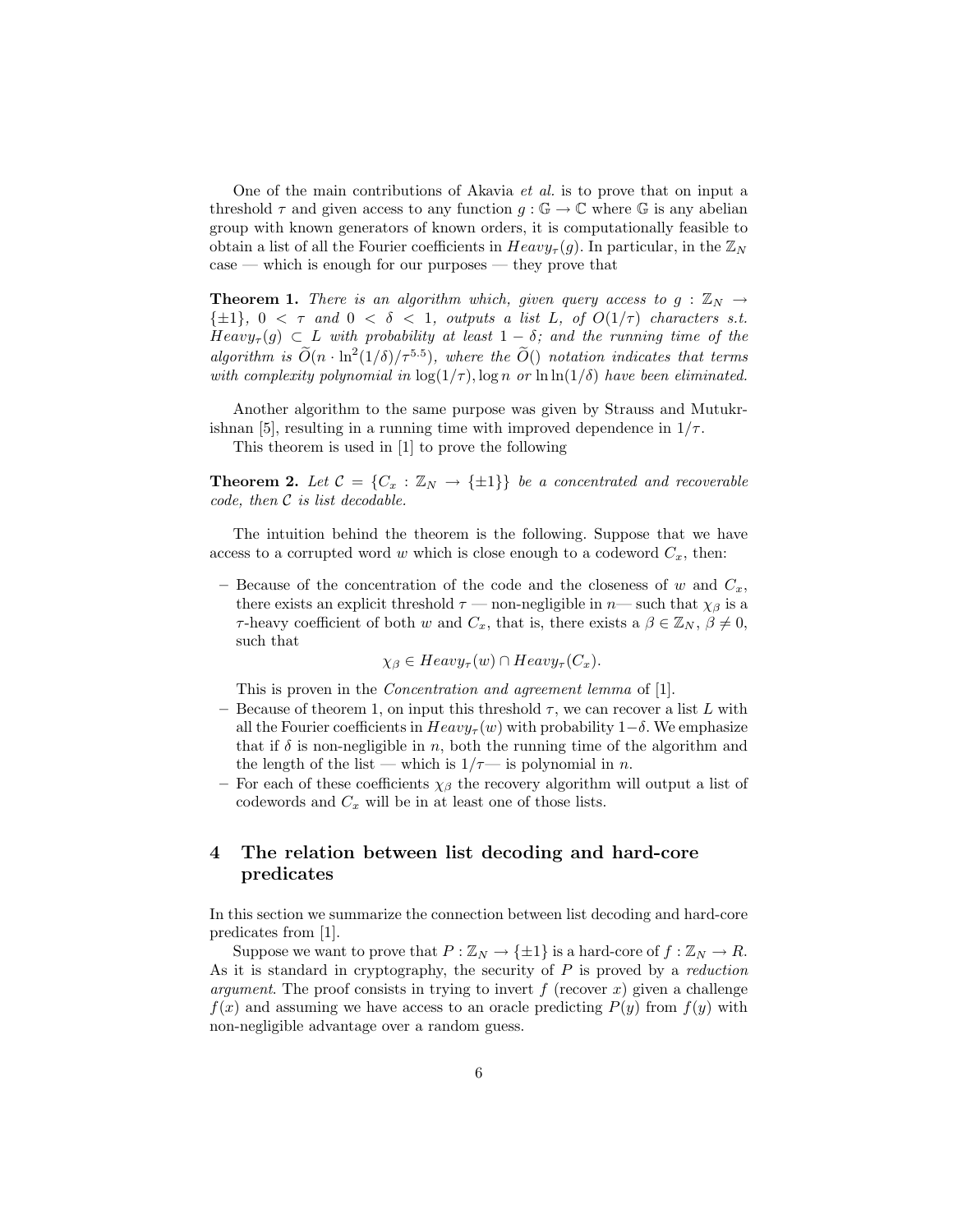One of the main contributions of Akavia *et al.* is to prove that on input a threshold $\tau$ and given access to any function $g : \mathbb{G} \to \mathbb{C}$ where $\mathbb{G}$ is any abelian group with known generators of known orders, it is computationally feasible to obtain a list of all the Fourier coefficients in $Heavy_\tau(g)$. In particular, in the $\mathbb{Z}_N$ case — which is enough for our purposes — they prove that

**Theorem 1.** *There is an algorithm which, given query access to* $g : \mathbb{Z}_N \to \{\pm 1\}$, $0 < \tau$ *and* $0 < \delta < 1$, *outputs a list* $L$, *of* $O(1/\tau)$ *characters s.t.* $Heavy_\tau(g) \subset L$ *with probability at least* $1 - \delta$*; and the running time of the algorithm is* $\widetilde{O}(n \cdot \ln^2(1/\delta)/\tau^{5.5})$, *where the* $\widetilde{O}()$ *notation indicates that terms with complexity polynomial in* $\log(1/\tau), \log n$ *or* $\ln \ln(1/\delta)$ *have been eliminated.*

Another algorithm to the same purpose was given by Strauss and Mutukrishnan [5], resulting in a running time with improved dependence in $1/\tau$.

This theorem is used in [1] to prove the following

**Theorem 2.** *Let* $\mathcal{C} = \{C_x : \mathbb{Z}_N \to \{\pm 1\}\}$ *be a concentrated and recoverable code, then* $\mathcal{C}$ *is list decodable.*

The intuition behind the theorem is the following. Suppose that we have access to a corrupted word $w$ which is close enough to a codeword $C_x$, then:

- Because of the concentration of the code and the closeness of $w$ and $C_x$, there exists an explicit threshold $\tau$ — non-negligible in $n$— such that $\chi_\beta$ is a $\tau$-heavy coefficient of both $w$ and $C_x$, that is, there exists a $\beta \in \mathbb{Z}_N$, $\beta \neq 0$, such that
$$\chi_\beta \in Heavy_\tau(w) \cap Heavy_\tau(C_x).$$
This is proven in the *Concentration and agreement lemma* of [1].
- Because of theorem 1, on input this threshold $\tau$, we can recover a list $L$ with all the Fourier coefficients in $Heavy_\tau(w)$ with probability $1-\delta$. We emphasize that if $\delta$ is non-negligible in $n$, both the running time of the algorithm and the length of the list — which is $1/\tau$— is polynomial in $n$.
- For each of these coefficients $\chi_\beta$ the recovery algorithm will output a list of codewords and $C_x$ will be in at least one of those lists.

## 4 The relation between list decoding and hard-core predicates

In this section we summarize the connection between list decoding and hard-core predicates from [1].

Suppose we want to prove that $P : \mathbb{Z}_N \to \{\pm 1\}$ is a hard-core of $f : \mathbb{Z}_N \to R$. As it is standard in cryptography, the security of $P$ is proved by a *reduction argument*. The proof consists in trying to invert $f$ (recover $x$) given a challenge $f(x)$ and assuming we have access to an oracle predicting $P(y)$ from $f(y)$ with non-negligible advantage over a random guess.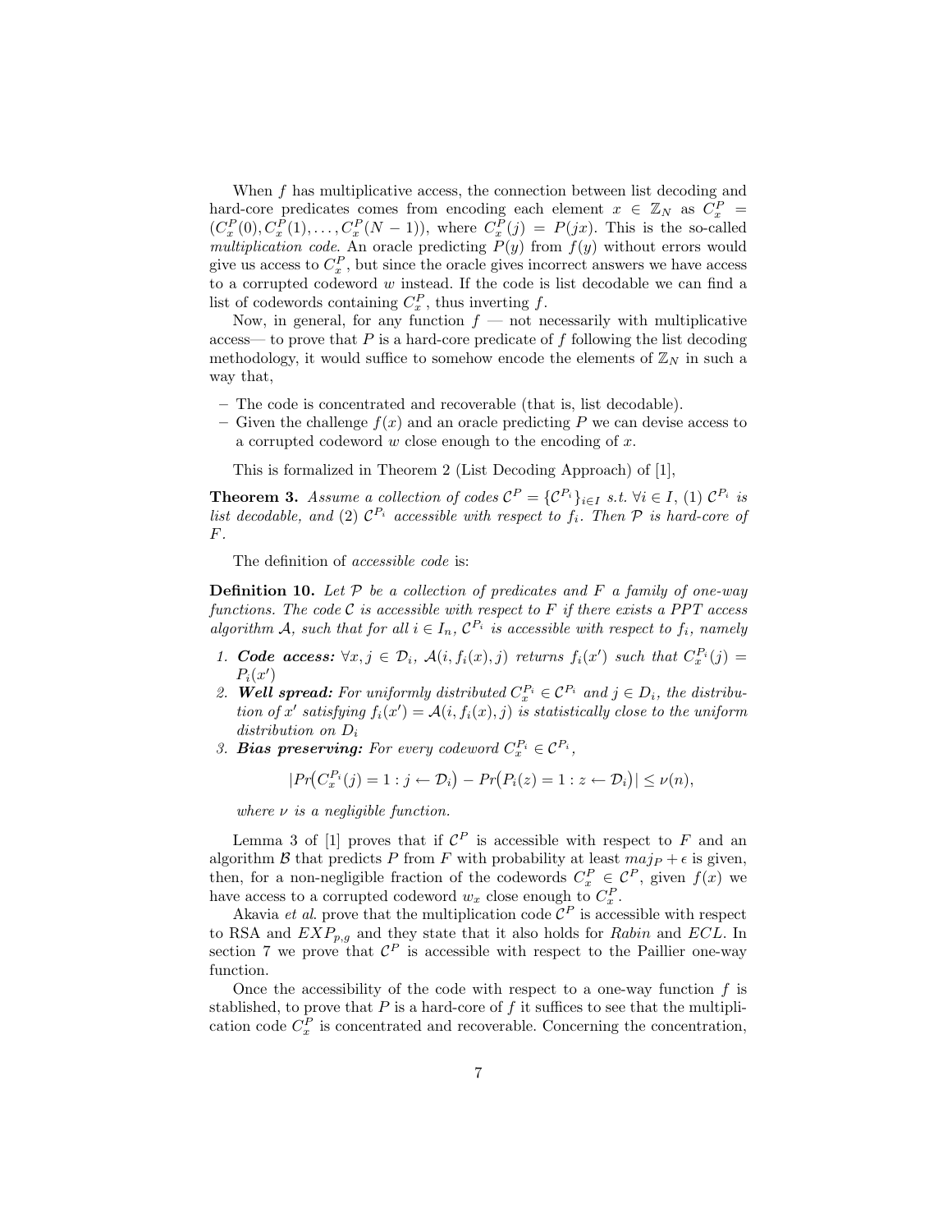When $f$ has multiplicative access, the connection between list decoding and hard-core predicates comes from encoding each element $x \in \mathbb{Z}_N$ as $C_x^P = (C_x^P(0), C_x^P(1), \dots, C_x^P(N-1))$, where $C_x^P(j) = P(jx)$. This is the so-called *multiplication code*. An oracle predicting $P(y)$ from $f(y)$ without errors would give us access to $C_x^P$, but since the oracle gives incorrect answers we have access to a corrupted codeword $w$ instead. If the code is list decodable we can find a list of codewords containing $C_x^P$, thus inverting $f$.

Now, in general, for any function $f$ — not necessarily with multiplicative access— to prove that $P$ is a hard-core predicate of $f$ following the list decoding methodology, it would suffice to somehow encode the elements of $\mathbb{Z}_N$ in such a way that,

- The code is concentrated and recoverable (that is, list decodable).
- Given the challenge $f(x)$ and an oracle predicting $P$ we can devise access to a corrupted codeword $w$ close enough to the encoding of $x$.

This is formalized in Theorem 2 (List Decoding Approach) of [1],

**Theorem 3.** *Assume a collection of codes $\mathcal{C}^P = \{\mathcal{C}^{P_i}\}_{i \in I}$ s.t. $\forall i \in I$, (1) $\mathcal{C}^{P_i}$ is list decodable, and (2) $\mathcal{C}^{P_i}$ accessible with respect to $f_i$. Then $\mathcal{P}$ is hard-core of $F$.*

The definition of *accessible code* is:

**Definition 10.** *Let $\mathcal{P}$ be a collection of predicates and $F$ a family of one-way functions. The code $\mathcal{C}$ is accessible with respect to $F$ if there exists a PPT access algorithm $\mathcal{A}$, such that for all $i \in I_n$, $\mathcal{C}^{P_i}$ is accessible with respect to $f_i$, namely*

1. ***Code access:*** *$\forall x, j \in \mathcal{D}_i$, $\mathcal{A}(i, f_i(x), j)$ returns $f_i(x')$ such that $C_x^{P_i}(j) = P_i(x')$*
2. ***Well spread:*** *For uniformly distributed $C_x^{P_i} \in \mathcal{C}^{P_i}$ and $j \in D_i$, the distribution of $x'$ satisfying $f_i(x') = \mathcal{A}(i, f_i(x), j)$ is statistically close to the uniform distribution on $D_i$*
3. ***Bias preserving:*** *For every codeword $C_x^{P_i} \in \mathcal{C}^{P_i}$,*

$$|Pr\big(C_x^{P_i}(j) = 1 : j \leftarrow \mathcal{D}_i\big) - Pr\big(P_i(z) = 1 : z \leftarrow \mathcal{D}_i\big)| \leq \nu(n),$$

*where $\nu$ is a negligible function.*

Lemma 3 of [1] proves that if $\mathcal{C}^P$ is accessible with respect to $F$ and an algorithm $\mathcal{B}$ that predicts $P$ from $F$ with probability at least $maj_P + \epsilon$ is given, then, for a non-negligible fraction of the codewords $C_x^P \in \mathcal{C}^P$, given $f(x)$ we have access to a corrupted codeword $w_x$ close enough to $C_x^P$.

Akavia *et al.* prove that the multiplication code $\mathcal{C}^P$ is accessible with respect to RSA and $EXP_{p,g}$ and they state that it also holds for *Rabin* and *ECL*. In section 7 we prove that $\mathcal{C}^P$ is accessible with respect to the Paillier one-way function.

Once the accessibility of the code with respect to a one-way function $f$ is stablished, to prove that $P$ is a hard-core of $f$ it suffices to see that the multiplication code $C_x^P$ is concentrated and recoverable. Concerning the concentration,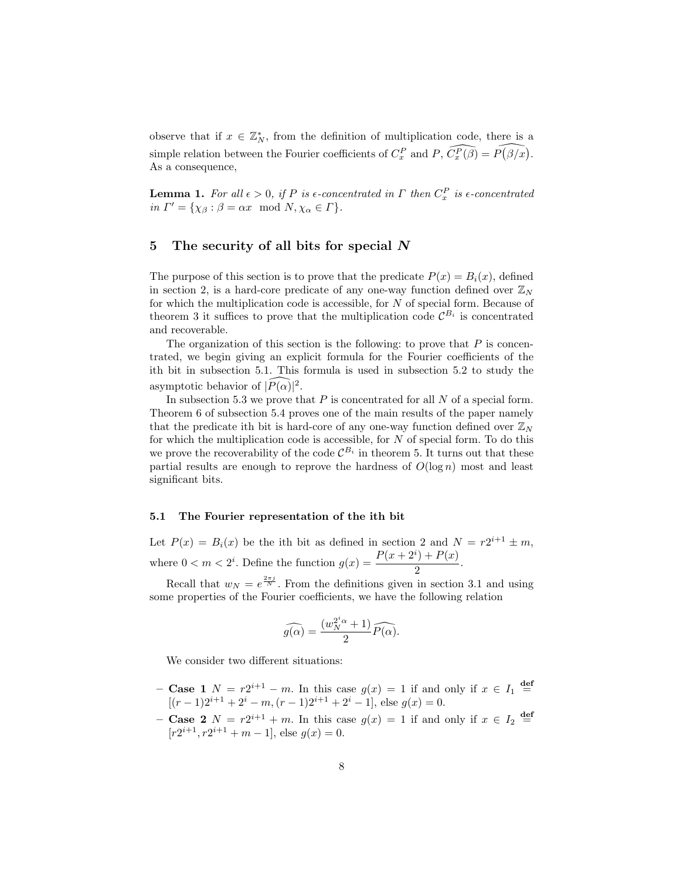observe that if $x \in \mathbb{Z}_N^*$, from the definition of multiplication code, there is a simple relation between the Fourier coefficients of $C_x^P$ and $P$, $\widehat{C_x^P(\beta)} = \widehat{P(\beta/x)}$. As a consequence,

**Lemma 1.** *For all $\epsilon > 0$, if $P$ is $\epsilon$-concentrated in $\Gamma$ then $C_x^P$ is $\epsilon$-concentrated in $\Gamma' = \{\chi_\beta : \beta = \alpha x \mod N, \chi_\alpha \in \Gamma\}$.*

## 5 The security of all bits for special $N$

The purpose of this section is to prove that the predicate $P(x) = B_i(x)$, defined in section 2, is a hard-core predicate of any one-way function defined over $\mathbb{Z}_N$ for which the multiplication code is accessible, for $N$ of special form. Because of theorem 3 it suffices to prove that the multiplication code $\mathcal{C}^{B_i}$ is concentrated and recoverable.

The organization of this section is the following: to prove that $P$ is concentrated, we begin giving an explicit formula for the Fourier coefficients of the ith bit in subsection 5.1. This formula is used in subsection 5.2 to study the asymptotic behavior of $|\widehat{P(\alpha)}|^2$.

In subsection 5.3 we prove that $P$ is concentrated for all $N$ of a special form. Theorem 6 of subsection 5.4 proves one of the main results of the paper namely that the predicate ith bit is hard-core of any one-way function defined over $\mathbb{Z}_N$ for which the multiplication code is accessible, for $N$ of special form. To do this we prove the recoverability of the code $\mathcal{C}^{B_i}$ in theorem 5. It turns out that these partial results are enough to reprove the hardness of $O(\log n)$ most and least significant bits.

### 5.1 The Fourier representation of the ith bit

Let $P(x) = B_i(x)$ be the ith bit as defined in section 2 and $N = r2^{i+1} \pm m$, where $0 < m < 2^i$. Define the function $g(x) = \dfrac{P(x + 2^i) + P(x)}{2}$.

Recall that $w_N = e^{\frac{2\pi j}{N}}$. From the definitions given in section 3.1 and using some properties of the Fourier coefficients, we have the following relation

$$\widehat{g(\alpha)} = \frac{(w_N^{2^i \alpha} + 1)}{2} \widehat{P(\alpha)}.$$

We consider two different situations:

- **Case 1** $N = r2^{i+1} - m$. In this case $g(x) = 1$ if and only if $x \in I_1 \overset{\textbf{def}}{=} [(r-1)2^{i+1} + 2^i - m, (r-1)2^{i+1} + 2^i - 1]$, else $g(x) = 0$.
- **Case 2** $N = r2^{i+1} + m$. In this case $g(x) = 1$ if and only if $x \in I_2 \overset{\textbf{def}}{=} [r2^{i+1}, r2^{i+1} + m - 1]$, else $g(x) = 0$.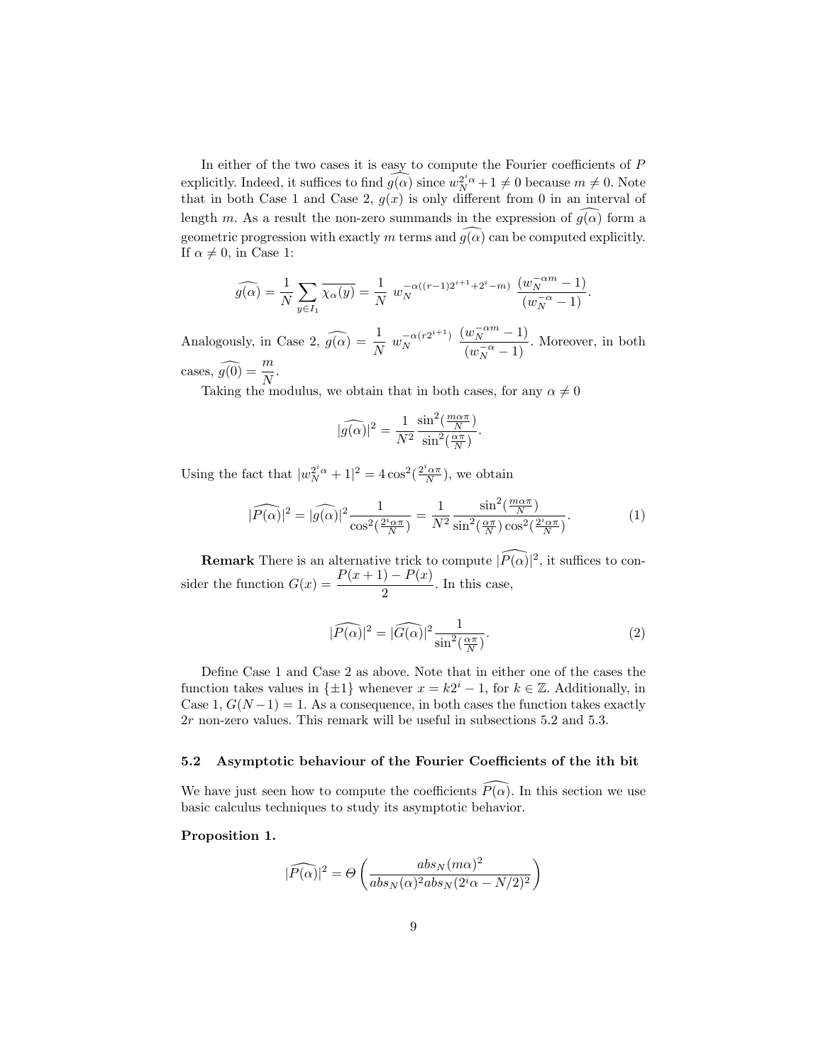In either of the two cases it is easy to compute the Fourier coefficients of $P$ explicitly. Indeed, it suffices to find $\widehat{g(\alpha)}$ since $w_N^{2^i\alpha}+1 \neq 0$ because $m \neq 0$. Note that in both Case 1 and Case 2, $g(x)$ is only different from 0 in an interval of length $m$. As a result the non-zero summands in the expression of $\widehat{g(\alpha)}$ form a geometric progression with exactly $m$ terms and $\widehat{g(\alpha)}$ can be computed explicitly. If $\alpha \neq 0$, in Case 1:

$$\widehat{g(\alpha)} = \frac{1}{N}\sum_{y \in I_1} \overline{\chi_\alpha(y)} = \frac{1}{N}\ w_N^{-\alpha((r-1)2^{i+1}+2^i-m)}\ \frac{(w_N^{-\alpha m}-1)}{(w_N^{-\alpha}-1)}.$$

Analogously, in Case 2, $\widehat{g(\alpha)} = \dfrac{1}{N}\ w_N^{-\alpha(r2^{i+1})}\ \dfrac{(w_N^{-\alpha m}-1)}{(w_N^{-\alpha}-1)}$. Moreover, in both cases, $\widehat{g(0)} = \dfrac{m}{N}$.

Taking the modulus, we obtain that in both cases, for any $\alpha \neq 0$

$$|\widehat{g(\alpha)}|^2 = \frac{1}{N^2}\frac{\sin^2(\frac{m\alpha\pi}{N})}{\sin^2(\frac{\alpha\pi}{N})}.$$

Using the fact that $|w_N^{2^i\alpha}+1|^2 = 4\cos^2(\frac{2^i\alpha\pi}{N})$, we obtain

$$|\widehat{P(\alpha)}|^2 = |\widehat{g(\alpha)}|^2\frac{1}{\cos^2(\frac{2^i\alpha\pi}{N})} = \frac{1}{N^2}\frac{\sin^2(\frac{m\alpha\pi}{N})}{\sin^2(\frac{\alpha\pi}{N})\cos^2(\frac{2^i\alpha\pi}{N})}. \tag{1}$$

**Remark** There is an alternative trick to compute $|\widehat{P(\alpha)}|^2$, it suffices to consider the function $G(x) = \dfrac{P(x+1)-P(x)}{2}$. In this case,

$$|\widehat{P(\alpha)}|^2 = |\widehat{G(\alpha)}|^2\frac{1}{\sin^2(\frac{\alpha\pi}{N})}. \tag{2}$$

Define Case 1 and Case 2 as above. Note that in either one of the cases the function takes values in $\{\pm 1\}$ whenever $x = k2^i - 1$, for $k \in \mathbb{Z}$. Additionally, in Case 1, $G(N-1) = 1$. As a consequence, in both cases the function takes exactly $2r$ non-zero values. This remark will be useful in subsections 5.2 and 5.3.

### 5.2 Asymptotic behaviour of the Fourier Coefficients of the ith bit

We have just seen how to compute the coefficients $\widehat{P(\alpha)}$. In this section we use basic calculus techniques to study its asymptotic behavior.

**Proposition 1.**

$$|\widehat{P(\alpha)}|^2 = \Theta\left(\frac{abs_N(m\alpha)^2}{abs_N(\alpha)^2 abs_N(2^i\alpha - N/2)^2}\right)$$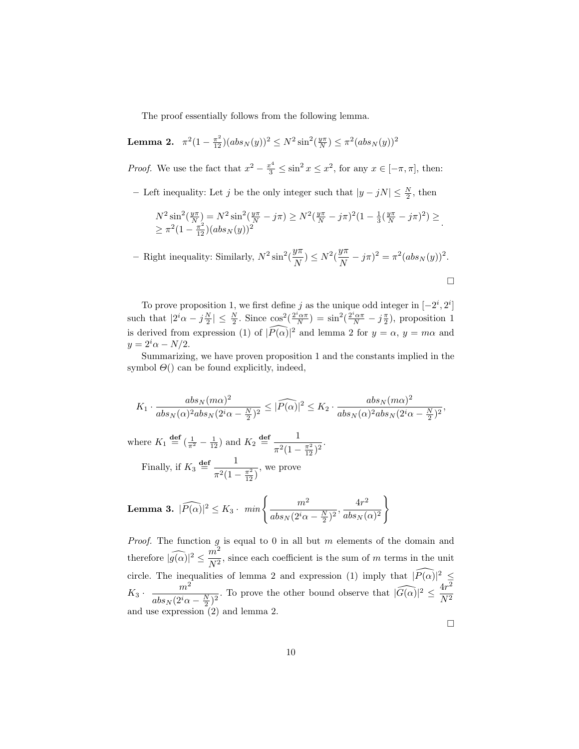The proof essentially follows from the following lemma.

**Lemma 2.** $\pi^2(1-\frac{\pi^2}{12})(abs_N(y))^2 \leq N^2\sin^2(\frac{y\pi}{N}) \leq \pi^2(abs_N(y))^2$

*Proof.* We use the fact that $x^2 - \frac{x^4}{3} \leq \sin^2 x \leq x^2$, for any $x \in [-\pi, \pi]$, then:

– Left inequality: Let $j$ be the only integer such that $|y - jN| \leq \frac{N}{2}$, then

$$
\begin{array}{l}
N^2\sin^2(\frac{y\pi}{N}) = N^2\sin^2(\frac{y\pi}{N} - j\pi) \geq N^2(\frac{y\pi}{N} - j\pi)^2(1 - \frac{1}{3}(\frac{y\pi}{N} - j\pi)^2) \geq \\
\geq \pi^2(1-\frac{\pi^2}{12})(abs_N(y))^2
\end{array}.
$$

– Right inequality: Similarly, $N^2\sin^2(\dfrac{y\pi}{N}) \leq N^2(\dfrac{y\pi}{N} - j\pi)^2 = \pi^2(abs_N(y))^2$.

□

To prove proposition 1, we first define $j$ as the unique odd integer in $[-2^i, 2^i]$ such that $|2^i\alpha - j\frac{N}{2}| \leq \frac{N}{2}$. Since $\cos^2(\frac{2^i\alpha\pi}{N}) = \sin^2(\frac{2^i\alpha\pi}{N} - j\frac{\pi}{2})$, proposition 1 is derived from expression (1) of $|\widehat{P(\alpha)}|^2$ and lemma 2 for $y = \alpha$, $y = m\alpha$ and $y = 2^i\alpha - N/2$.

Summarizing, we have proven proposition 1 and the constants implied in the symbol $\Theta()$ can be found explicitly, indeed,

$$
K_1 \cdot \frac{abs_N(m\alpha)^2}{abs_N(\alpha)^2 abs_N(2^i\alpha - \frac{N}{2})^2} \leq |\widehat{P(\alpha)}|^2 \leq K_2 \cdot \frac{abs_N(m\alpha)^2}{abs_N(\alpha)^2 abs_N(2^i\alpha - \frac{N}{2})^2},
$$

where $K_1 \stackrel{\textbf{def}}{=} (\frac{1}{\pi^2} - \frac{1}{12})$ and $K_2 \stackrel{\textbf{def}}{=} \dfrac{1}{\pi^2(1-\frac{\pi^2}{12})^2}$.

Finally, if $K_3 \stackrel{\textbf{def}}{=} \dfrac{1}{\pi^2(1-\frac{\pi^2}{12})}$, we prove

**Lemma 3.** $|\widehat{P(\alpha)}|^2 \leq K_3 \cdot \; min\left\{\dfrac{m^2}{abs_N(2^i\alpha - \frac{N}{2})^2}, \dfrac{4r^2}{abs_N(\alpha)^2}\right\}$

*Proof.* The function $g$ is equal to 0 in all but $m$ elements of the domain and therefore $|\widehat{g(\alpha)}|^2 \leq \dfrac{m^2}{N^2}$, since each coefficient is the sum of $m$ terms in the unit circle. The inequalities of lemma 2 and expression (1) imply that $|\widehat{P(\alpha)}|^2 \leq K_3 \cdot \dfrac{m^2}{abs_N(2^i\alpha - \frac{N}{2})^2}$. To prove the other bound observe that $|\widehat{G(\alpha)}|^2 \leq \dfrac{4r^2}{N^2}$ and use expression (2) and lemma 2.

□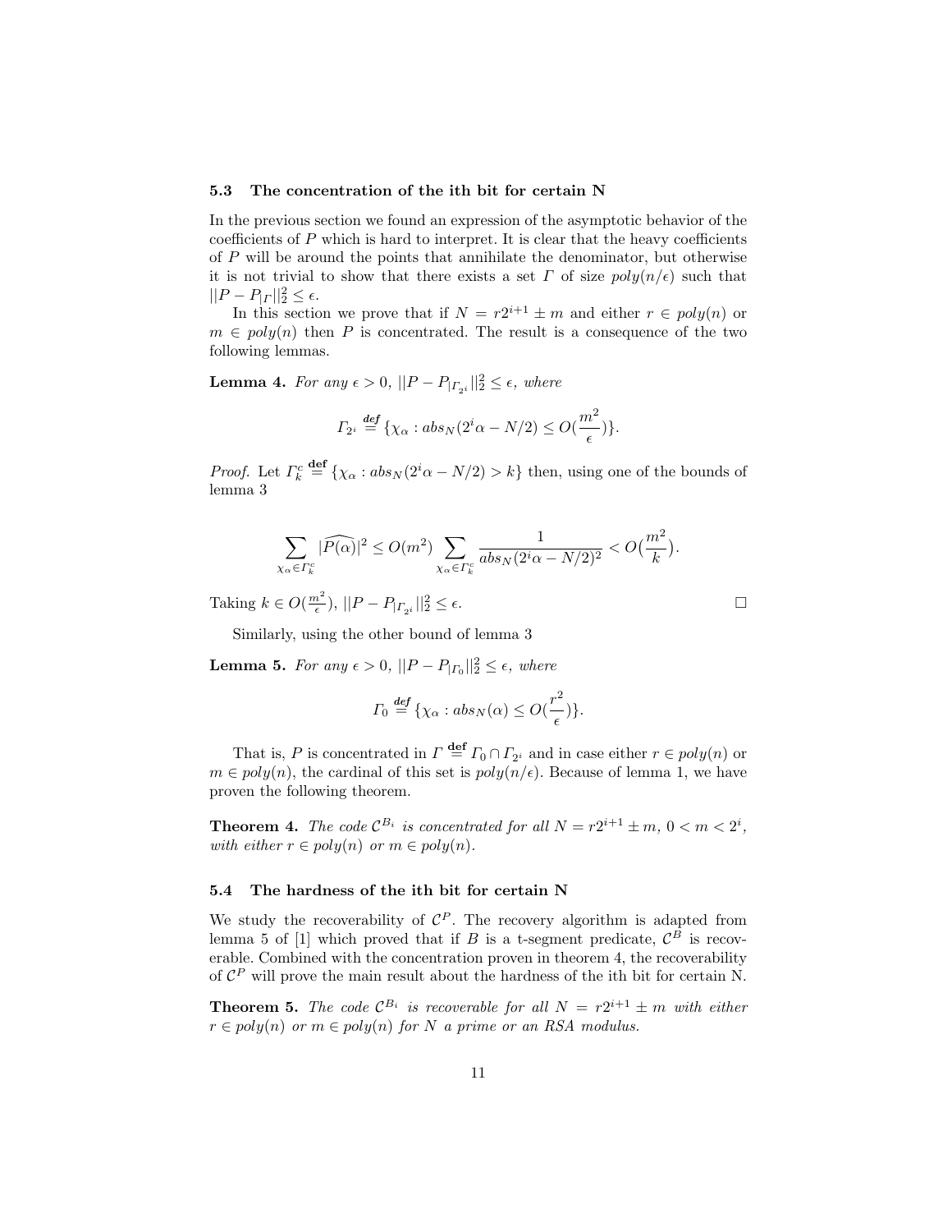### 5.3 The concentration of the ith bit for certain N

In the previous section we found an expression of the asymptotic behavior of the coefficients of $P$ which is hard to interpret. It is clear that the heavy coefficients of $P$ will be around the points that annihilate the denominator, but otherwise it is not trivial to show that there exists a set $\Gamma$ of size $poly(n/\epsilon)$ such that $||P - P_{|\Gamma}||_2^2 \leq \epsilon$.

In this section we prove that if $N = r2^{i+1} \pm m$ and either $r \in poly(n)$ or $m \in poly(n)$ then $P$ is concentrated. The result is a consequence of the two following lemmas.

**Lemma 4.** *For any $\epsilon > 0$, $||P - P_{|\Gamma_{2^i}}||_2^2 \leq \epsilon$, where*

$$\Gamma_{2^i} \stackrel{def}{=} \{\chi_\alpha : abs_N(2^i\alpha - N/2) \leq O(\frac{m^2}{\epsilon})\}.$$

*Proof.* Let $\Gamma_k^c \stackrel{\textbf{def}}{=} \{\chi_\alpha : abs_N(2^i\alpha - N/2) > k\}$ then, using one of the bounds of lemma 3

$$\sum_{\chi_\alpha \in \Gamma_k^c} |\widehat{P(\alpha)}|^2 \leq O(m^2) \sum_{\chi_\alpha \in \Gamma_k^c} \frac{1}{abs_N(2^i\alpha - N/2)^2} < O(\frac{m^2}{k}).$$

Taking $k \in O(\frac{m^2}{\epsilon})$, $||P - P_{|\Gamma_{2^i}}||_2^2 \leq \epsilon$. □

Similarly, using the other bound of lemma 3

**Lemma 5.** *For any $\epsilon > 0$, $||P - P_{|\Gamma_0}||_2^2 \leq \epsilon$, where*

$$\Gamma_0 \stackrel{def}{=} \{\chi_\alpha : abs_N(\alpha) \leq O(\frac{r^2}{\epsilon})\}.$$

That is, $P$ is concentrated in $\Gamma \stackrel{\textbf{def}}{=} \Gamma_0 \cap \Gamma_{2^i}$ and in case either $r \in poly(n)$ or $m \in poly(n)$, the cardinal of this set is $poly(n/\epsilon)$. Because of lemma 1, we have proven the following theorem.

**Theorem 4.** *The code $\mathcal{C}^{B_i}$ is concentrated for all $N = r2^{i+1} \pm m$, $0 < m < 2^i$, with either $r \in poly(n)$ or $m \in poly(n)$.*

### 5.4 The hardness of the ith bit for certain N

We study the recoverability of $\mathcal{C}^P$. The recovery algorithm is adapted from lemma 5 of [1] which proved that if $B$ is a t-segment predicate, $\mathcal{C}^B$ is recoverable. Combined with the concentration proven in theorem 4, the recoverability of $\mathcal{C}^P$ will prove the main result about the hardness of the ith bit for certain N.

**Theorem 5.** *The code $\mathcal{C}^{B_i}$ is recoverable for all $N = r2^{i+1} \pm m$ with either $r \in poly(n)$ or $m \in poly(n)$ for $N$ a prime or an RSA modulus.*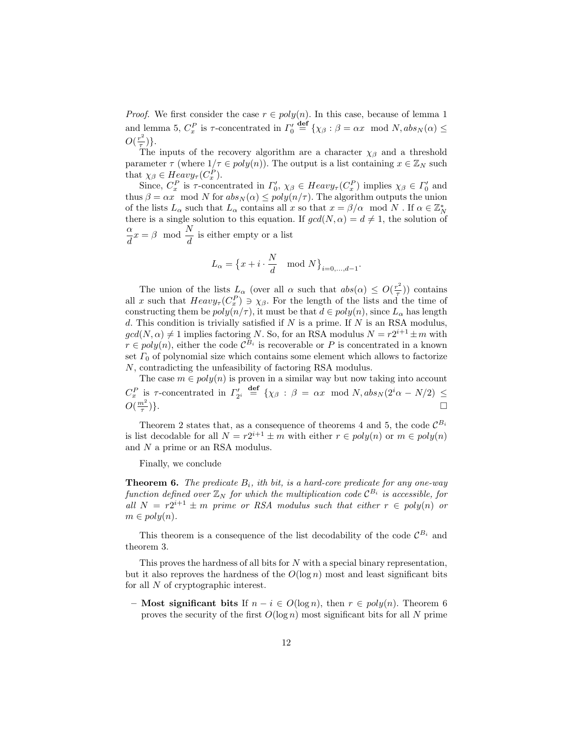*Proof.* We first consider the case $r \in poly(n)$. In this case, because of lemma 1 and lemma 5, $C_x^P$ is $\tau$-concentrated in $\Gamma_0' \stackrel{\textbf{def}}{=} \{\chi_\beta : \beta = \alpha x \mod N, abs_N(\alpha) \leq O(\frac{r^2}{\tau})\}$.

The inputs of the recovery algorithm are a character $\chi_\beta$ and a threshold parameter $\tau$ (where $1/\tau \in poly(n)$). The output is a list containing $x \in \mathbb{Z}_N$ such that $\chi_\beta \in Heavy_\tau(C_x^P)$.

Since, $C_x^P$ is $\tau$-concentrated in $\Gamma_0'$, $\chi_\beta \in Heavy_\tau(C_x^P)$ implies $\chi_\beta \in \Gamma_0'$ and thus $\beta = \alpha x \mod N$ for $abs_N(\alpha) \leq poly(n/\tau)$. The algorithm outputs the union of the lists $L_\alpha$ such that $L_\alpha$ contains all $x$ so that $x = \beta/\alpha \mod N$. If $\alpha \in \mathbb{Z}_N^*$ there is a single solution to this equation. If $gcd(N, \alpha) = d \neq 1$, the solution of $\dfrac{\alpha}{d}x = \beta \mod \dfrac{N}{d}$ is either empty or a list

$$L_\alpha = \{x + i \cdot \frac{N}{d} \mod N\}_{i=0,\ldots,d-1}.$$

The union of the lists $L_\alpha$ (over all $\alpha$ such that $abs(\alpha) \leq O(\frac{r^2}{\tau})$) contains all $x$ such that $Heavy_\tau(C_x^P) \ni \chi_\beta$. For the length of the lists and the time of constructing them be $poly(n/\tau)$, it must be that $d \in poly(n)$, since $L_\alpha$ has length $d$. This condition is trivially satisfied if $N$ is a prime. If $N$ is an RSA modulus, $gcd(N, \alpha) \neq 1$ implies factoring $N$. So, for an RSA modulus $N = r2^{i+1} \pm m$ with $r \in poly(n)$, either the code $\mathcal{C}^{B_i}$ is recoverable or $P$ is concentrated in a known set $\Gamma_0$ of polynomial size which contains some element which allows to factorize $N$, contradicting the unfeasibility of factoring RSA modulus.

The case $m \in poly(n)$ is proven in a similar way but now taking into account $C_x^P$ is $\tau$-concentrated in $\Gamma_{2^i}' \stackrel{\textbf{def}}{=} \{\chi_\beta : \beta = \alpha x \mod N, abs_N(2^i\alpha - N/2) \leq O(\frac{m^2}{\tau})\}$. □

Theorem 2 states that, as a consequence of theorems 4 and 5, the code $\mathcal{C}^{B_i}$ is list decodable for all $N = r2^{i+1} \pm m$ with either $r \in poly(n)$ or $m \in poly(n)$ and $N$ a prime or an RSA modulus.

Finally, we conclude

**Theorem 6.** *The predicate $B_i$, ith bit, is a hard-core predicate for any one-way function defined over $\mathbb{Z}_N$ for which the multiplication code $\mathcal{C}^{B_i}$ is accessible, for all $N = r2^{i+1} \pm m$ prime or RSA modulus such that either $r \in poly(n)$ or $m \in poly(n)$.*

This theorem is a consequence of the list decodability of the code $\mathcal{C}^{B_i}$ and theorem 3.

This proves the hardness of all bits for $N$ with a special binary representation, but it also reproves the hardness of the $O(\log n)$ most and least significant bits for all $N$ of cryptographic interest.

- **Most significant bits** If $n - i \in O(\log n)$, then $r \in poly(n)$. Theorem 6 proves the security of the first $O(\log n)$ most significant bits for all $N$ prime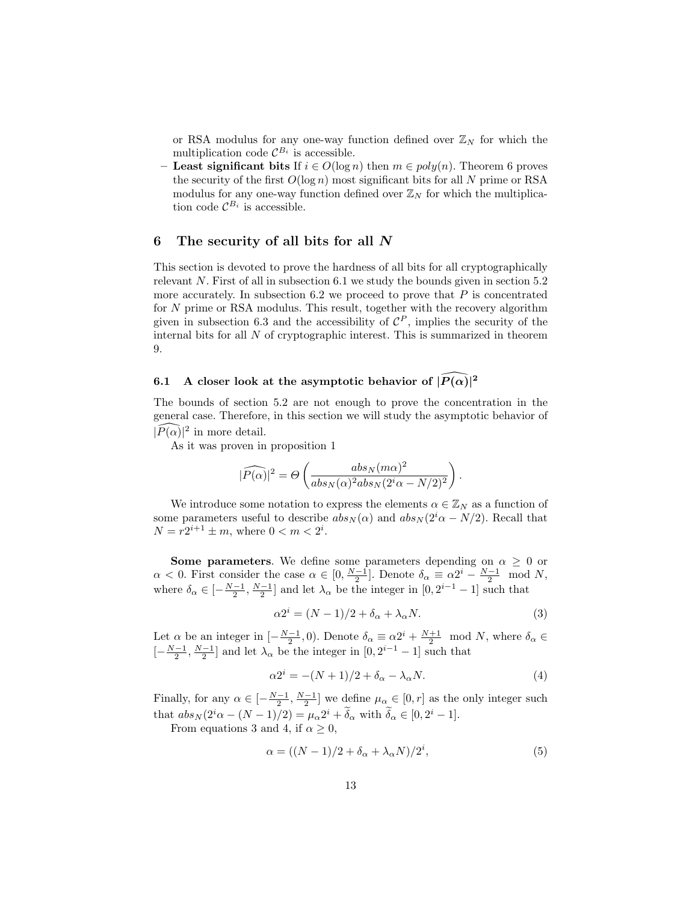or RSA modulus for any one-way function defined over $\mathbb{Z}_N$ for which the multiplication code $\mathcal{C}^{B_i}$ is accessible.

- **Least significant bits** If $i \in O(\log n)$ then $m \in poly(n)$. Theorem 6 proves the security of the first $O(\log n)$ most significant bits for all $N$ prime or RSA modulus for any one-way function defined over $\mathbb{Z}_N$ for which the multiplication code $\mathcal{C}^{B_i}$ is accessible.

## 6 The security of all bits for all $N$

This section is devoted to prove the hardness of all bits for all cryptographically relevant $N$. First of all in subsection 6.1 we study the bounds given in section 5.2 more accurately. In subsection 6.2 we proceed to prove that $P$ is concentrated for $N$ prime or RSA modulus. This result, together with the recovery algorithm given in subsection 6.3 and the accessibility of $\mathcal{C}^P$, implies the security of the internal bits for all $N$ of cryptographic interest. This is summarized in theorem 9.

### 6.1 A closer look at the asymptotic behavior of $|\widehat{P(\alpha)}|^2$

The bounds of section 5.2 are not enough to prove the concentration in the general case. Therefore, in this section we will study the asymptotic behavior of $|\widehat{P(\alpha)}|^2$ in more detail.

As it was proven in proposition 1

$$|\widehat{P(\alpha)}|^2 = \Theta\left(\frac{abs_N(m\alpha)^2}{abs_N(\alpha)^2 abs_N(2^i\alpha - N/2)^2}\right).$$

We introduce some notation to express the elements $\alpha \in \mathbb{Z}_N$ as a function of some parameters useful to describe $abs_N(\alpha)$ and $abs_N(2^i\alpha - N/2)$. Recall that $N = r2^{i+1} \pm m$, where $0 < m < 2^i$.

**Some parameters**. We define some parameters depending on $\alpha \geq 0$ or $\alpha < 0$. First consider the case $\alpha \in [0, \frac{N-1}{2}]$. Denote $\delta_\alpha \equiv \alpha 2^i - \frac{N-1}{2} \mod N$, where $\delta_\alpha \in [-\frac{N-1}{2}, \frac{N-1}{2}]$ and let $\lambda_\alpha$ be the integer in $[0, 2^{i-1} - 1]$ such that

$$\alpha 2^i = (N-1)/2 + \delta_\alpha + \lambda_\alpha N. \tag{3}$$

Let $\alpha$ be an integer in $[-\frac{N-1}{2}, 0)$. Denote $\delta_\alpha \equiv \alpha 2^i + \frac{N+1}{2} \mod N$, where $\delta_\alpha \in [-\frac{N-1}{2}, \frac{N-1}{2}]$ and let $\lambda_\alpha$ be the integer in $[0, 2^{i-1} - 1]$ such that

$$\alpha 2^i = -(N+1)/2 + \delta_\alpha - \lambda_\alpha N. \tag{4}$$

Finally, for any $\alpha \in [-\frac{N-1}{2}, \frac{N-1}{2}]$ we define $\mu_\alpha \in [0, r]$ as the only integer such that $abs_N(2^i\alpha - (N-1)/2) = \mu_\alpha 2^i + \widetilde{\delta}_\alpha$ with $\widetilde{\delta}_\alpha \in [0, 2^i - 1]$.

From equations 3 and 4, if $\alpha \geq 0$,

$$\alpha = ((N-1)/2 + \delta_\alpha + \lambda_\alpha N)/2^i, \tag{5}$$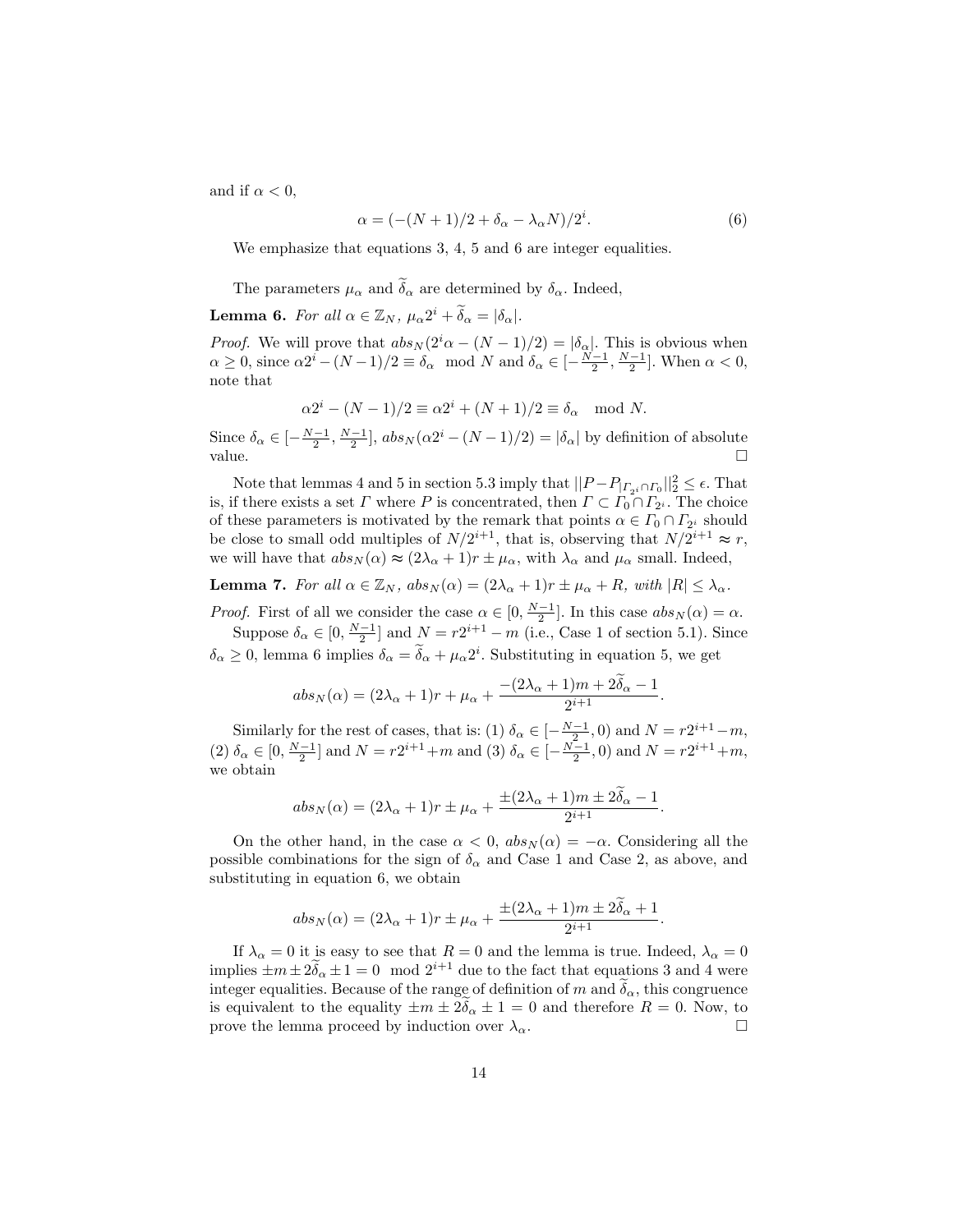and if $\alpha < 0$,

$$\alpha = (-(N+1)/2 + \delta_\alpha - \lambda_\alpha N)/2^i. \tag{6}$$

We emphasize that equations 3, 4, 5 and 6 are integer equalities.

The parameters $\mu_\alpha$ and $\widetilde{\delta}_\alpha$ are determined by $\delta_\alpha$. Indeed,

**Lemma 6.** *For all $\alpha \in \mathbb{Z}_N$, $\mu_\alpha 2^i + \widetilde{\delta}_\alpha = |\delta_\alpha|$.*

*Proof.* We will prove that $abs_N(2^i\alpha - (N-1)/2) = |\delta_\alpha|$. This is obvious when $\alpha \geq 0$, since $\alpha 2^i - (N-1)/2 \equiv \delta_\alpha \mod N$ and $\delta_\alpha \in [-\frac{N-1}{2}, \frac{N-1}{2}]$. When $\alpha < 0$, note that

$$\alpha 2^i - (N-1)/2 \equiv \alpha 2^i + (N+1)/2 \equiv \delta_\alpha \mod N.$$

Since $\delta_\alpha \in [-\frac{N-1}{2}, \frac{N-1}{2}]$, $abs_N(\alpha 2^i - (N-1)/2) = |\delta_\alpha|$ by definition of absolute value. □

Note that lemmas 4 and 5 in section 5.3 imply that $||P - P_{|\Gamma_{2^i} \cap \Gamma_0}||_2^2 \leq \epsilon$. That is, if there exists a set $\Gamma$ where $P$ is concentrated, then $\Gamma \subset \Gamma_0 \cap \Gamma_{2^i}$. The choice of these parameters is motivated by the remark that points $\alpha \in \Gamma_0 \cap \Gamma_{2^i}$ should be close to small odd multiples of $N/2^{i+1}$, that is, observing that $N/2^{i+1} \approx r$, we will have that $abs_N(\alpha) \approx (2\lambda_\alpha + 1)r \pm \mu_\alpha$, with $\lambda_\alpha$ and $\mu_\alpha$ small. Indeed,

**Lemma 7.** *For all $\alpha \in \mathbb{Z}_N$, $abs_N(\alpha) = (2\lambda_\alpha + 1)r \pm \mu_\alpha + R$, with $|R| \leq \lambda_\alpha$.*

*Proof.* First of all we consider the case $\alpha \in [0, \frac{N-1}{2}]$. In this case $abs_N(\alpha) = \alpha$.

Suppose $\delta_\alpha \in [0, \frac{N-1}{2}]$ and $N = r2^{i+1} - m$ (i.e., Case 1 of section 5.1). Since $\delta_\alpha \geq 0$, lemma 6 implies $\delta_\alpha = \widetilde{\delta}_\alpha + \mu_\alpha 2^i$. Substituting in equation 5, we get

$$abs_N(\alpha) = (2\lambda_\alpha + 1)r + \mu_\alpha + \frac{-(2\lambda_\alpha + 1)m + 2\widetilde{\delta}_\alpha - 1}{2^{i+1}}.$$

Similarly for the rest of cases, that is: (1) $\delta_\alpha \in [-\frac{N-1}{2}, 0)$ and $N = r2^{i+1} - m$, (2) $\delta_\alpha \in [0, \frac{N-1}{2}]$ and $N = r2^{i+1} + m$ and (3) $\delta_\alpha \in [-\frac{N-1}{2}, 0)$ and $N = r2^{i+1} + m$, we obtain

$$abs_N(\alpha) = (2\lambda_\alpha + 1)r \pm \mu_\alpha + \frac{\pm(2\lambda_\alpha + 1)m \pm 2\widetilde{\delta}_\alpha - 1}{2^{i+1}}.$$

On the other hand, in the case $\alpha < 0$, $abs_N(\alpha) = -\alpha$. Considering all the possible combinations for the sign of $\delta_\alpha$ and Case 1 and Case 2, as above, and substituting in equation 6, we obtain

$$abs_N(\alpha) = (2\lambda_\alpha + 1)r \pm \mu_\alpha + \frac{\pm(2\lambda_\alpha + 1)m \pm 2\widetilde{\delta}_\alpha + 1}{2^{i+1}}.$$

If $\lambda_\alpha = 0$ it is easy to see that $R = 0$ and the lemma is true. Indeed, $\lambda_\alpha = 0$ implies $\pm m \pm 2\widetilde{\delta}_\alpha \pm 1 = 0 \mod 2^{i+1}$ due to the fact that equations 3 and 4 were integer equalities. Because of the range of definition of $m$ and $\widetilde{\delta}_\alpha$, this congruence is equivalent to the equality $\pm m \pm 2\widetilde{\delta}_\alpha \pm 1 = 0$ and therefore $R = 0$. Now, to prove the lemma proceed by induction over $\lambda_\alpha$. □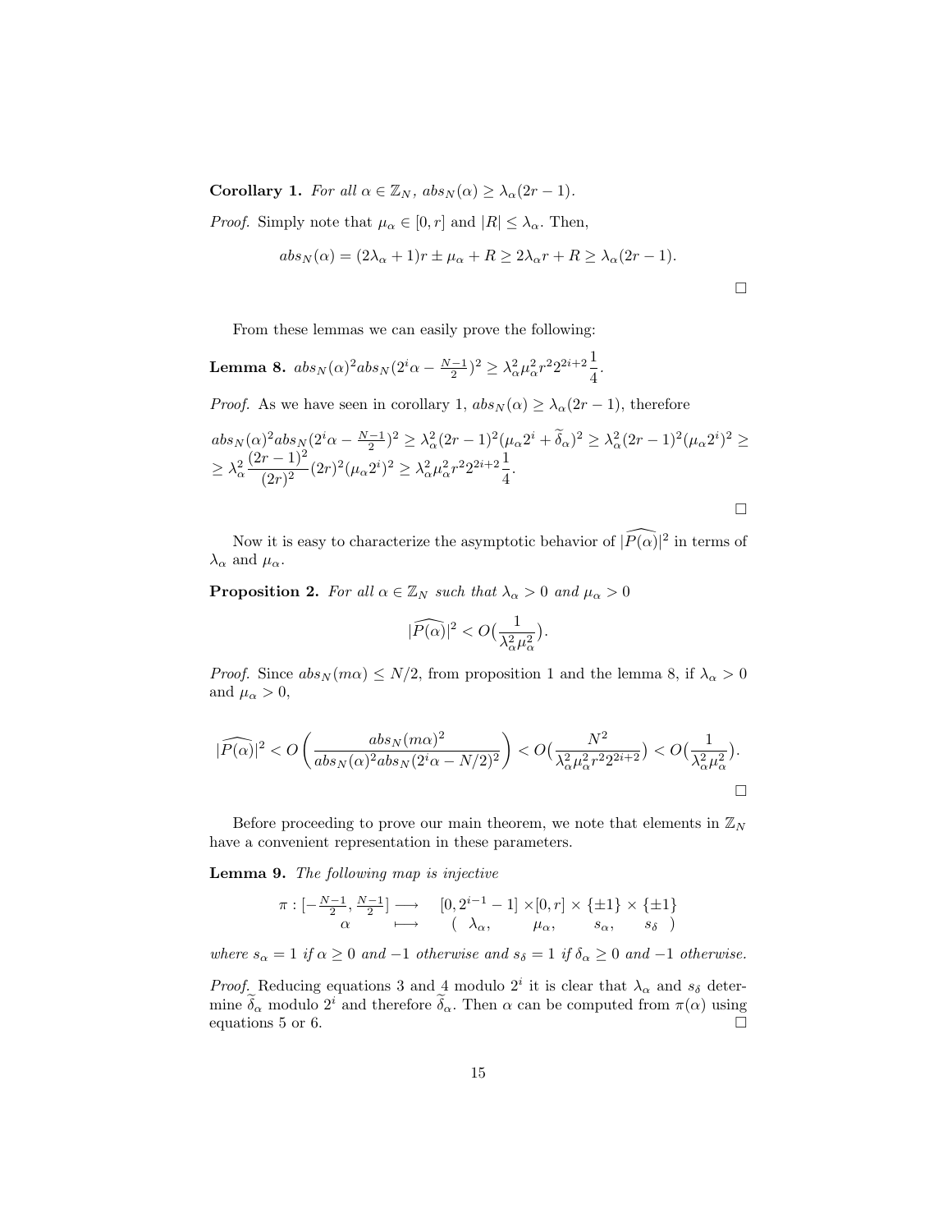**Corollary 1.** *For all $\alpha \in \mathbb{Z}_N$, $abs_N(\alpha) \geq \lambda_\alpha(2r-1)$.*

*Proof.* Simply note that $\mu_\alpha \in [0, r]$ and $|R| \leq \lambda_\alpha$. Then,

$$abs_N(\alpha) = (2\lambda_\alpha + 1)r \pm \mu_\alpha + R \geq 2\lambda_\alpha r + R \geq \lambda_\alpha(2r-1).$$

$\square$

From these lemmas we can easily prove the following:

**Lemma 8.** $abs_N(\alpha)^2 abs_N(2^i\alpha - \frac{N-1}{2})^2 \geq \lambda_\alpha^2 \mu_\alpha^2 r^2 2^{2i+2} \frac{1}{4}$.

*Proof.* As we have seen in corollary 1, $abs_N(\alpha) \geq \lambda_\alpha(2r-1)$, therefore

$$abs_N(\alpha)^2 abs_N(2^i\alpha - \tfrac{N-1}{2})^2 \geq \lambda_\alpha^2(2r-1)^2(\mu_\alpha 2^i + \widetilde{\delta}_\alpha)^2 \geq \lambda_\alpha^2(2r-1)^2(\mu_\alpha 2^i)^2 \geq$$
$$\geq \lambda_\alpha^2 \frac{(2r-1)^2}{(2r)^2}(2r)^2(\mu_\alpha 2^i)^2 \geq \lambda_\alpha^2 \mu_\alpha^2 r^2 2^{2i+2} \frac{1}{4}.$$

$\square$

Now it is easy to characterize the asymptotic behavior of $|\widehat{P(\alpha)}|^2$ in terms of $\lambda_\alpha$ and $\mu_\alpha$.

**Proposition 2.** *For all $\alpha \in \mathbb{Z}_N$ such that $\lambda_\alpha > 0$ and $\mu_\alpha > 0$*

$$|\widehat{P(\alpha)}|^2 < O\big(\frac{1}{\lambda_\alpha^2 \mu_\alpha^2}\big).$$

*Proof.* Since $abs_N(m\alpha) \leq N/2$, from proposition 1 and the lemma 8, if $\lambda_\alpha > 0$ and $\mu_\alpha > 0$,

$$|\widehat{P(\alpha)}|^2 < O\left(\frac{abs_N(m\alpha)^2}{abs_N(\alpha)^2 abs_N(2^i\alpha - N/2)^2}\right) < O\big(\frac{N^2}{\lambda_\alpha^2 \mu_\alpha^2 r^2 2^{2i+2}}\big) < O\big(\frac{1}{\lambda_\alpha^2 \mu_\alpha^2}\big).$$

$\square$

Before proceeding to prove our main theorem, we note that elements in $\mathbb{Z}_N$ have a convenient representation in these parameters.

**Lemma 9.** *The following map is injective*

$$\begin{array}{cccc} \pi : [-\frac{N-1}{2}, \frac{N-1}{2}] & \longrightarrow & [0, 2^{i-1}-1] \times [0, r] \times \{\pm 1\} \times \{\pm 1\} \\ \alpha & \longmapsto & (\ \lambda_\alpha, \quad \mu_\alpha, \quad s_\alpha, \quad s_\delta\ ) \end{array}$$

*where $s_\alpha = 1$ if $\alpha \geq 0$ and $-1$ otherwise and $s_\delta = 1$ if $\delta_\alpha \geq 0$ and $-1$ otherwise.*

*Proof.* Reducing equations 3 and 4 modulo $2^i$ it is clear that $\lambda_\alpha$ and $s_\delta$ determine $\widetilde{\delta}_\alpha$ modulo $2^i$ and therefore $\widetilde{\delta}_\alpha$. Then $\alpha$ can be computed from $\pi(\alpha)$ using equations 5 or 6. $\square$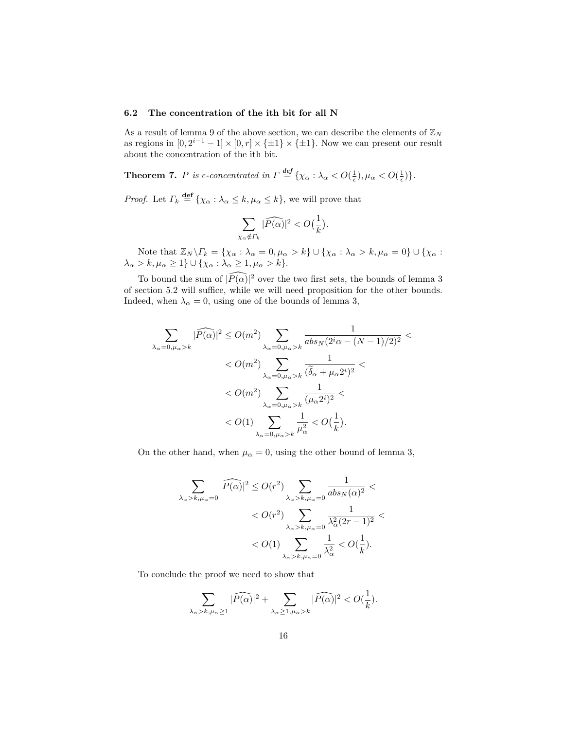### 6.2 The concentration of the ith bit for all N

As a result of lemma 9 of the above section, we can describe the elements of $\mathbb{Z}_N$ as regions in $[0, 2^{i-1} - 1] \times [0, r] \times \{\pm 1\} \times \{\pm 1\}$. Now we can present our result about the concentration of the ith bit.

**Theorem 7.** *$P$ is $\epsilon$-concentrated in $\Gamma \stackrel{\text{def}}{=} \{\chi_\alpha : \lambda_\alpha < O(\frac{1}{\epsilon}), \mu_\alpha < O(\frac{1}{\epsilon})\}$.*

*Proof.* Let $\Gamma_k \stackrel{\textbf{def}}{=} \{\chi_\alpha : \lambda_\alpha \leq k, \mu_\alpha \leq k\}$, we will prove that

$$\sum_{\chi_\alpha \notin \Gamma_k} |\widehat{P(\alpha)}|^2 < O\big(\frac{1}{k}\big).$$

Note that $\mathbb{Z}_N \backslash \Gamma_k = \{\chi_\alpha : \lambda_\alpha = 0, \mu_\alpha > k\} \cup \{\chi_\alpha : \lambda_\alpha > k, \mu_\alpha = 0\} \cup \{\chi_\alpha : \lambda_\alpha > k, \mu_\alpha \geq 1\} \cup \{\chi_\alpha : \lambda_\alpha \geq 1, \mu_\alpha > k\}$.

To bound the sum of $|\widehat{P(\alpha)}|^2$ over the two first sets, the bounds of lemma 3 of section 5.2 will suffice, while we will need proposition for the other bounds. Indeed, when $\lambda_\alpha = 0$, using one of the bounds of lemma 3,

$$\begin{aligned}
\sum_{\lambda_\alpha = 0, \mu_\alpha > k} |\widehat{P(\alpha)}|^2 &\leq O(m^2) \sum_{\lambda_\alpha = 0, \mu_\alpha > k} \frac{1}{abs_N(2^i\alpha - (N-1)/2)^2} < \\
&< O(m^2) \sum_{\lambda_\alpha = 0, \mu_\alpha > k} \frac{1}{(\widetilde{\delta}_\alpha + \mu_\alpha 2^i)^2} < \\
&< O(m^2) \sum_{\lambda_\alpha = 0, \mu_\alpha > k} \frac{1}{(\mu_\alpha 2^i)^2} < \\
&< O(1) \sum_{\lambda_\alpha = 0, \mu_\alpha > k} \frac{1}{\mu_\alpha^2} < O\big(\frac{1}{k}\big).
\end{aligned}$$

On the other hand, when $\mu_\alpha = 0$, using the other bound of lemma 3,

$$\begin{aligned}
\sum_{\lambda_\alpha > k, \mu_\alpha = 0} |\widehat{P(\alpha)}|^2 &\leq O(r^2) \sum_{\lambda_\alpha > k, \mu_\alpha = 0} \frac{1}{abs_N(\alpha)^2} < \\
&< O(r^2) \sum_{\lambda_\alpha > k, \mu_\alpha = 0} \frac{1}{\lambda_\alpha^2 (2r-1)^2} < \\
&< O(1) \sum_{\lambda_\alpha > k, \mu_\alpha = 0} \frac{1}{\lambda_\alpha^2} < O(\frac{1}{k}).
\end{aligned}$$

To conclude the proof we need to show that

$$\sum_{\lambda_\alpha > k, \mu_\alpha \geq 1} |\widehat{P(\alpha)}|^2 + \sum_{\lambda_\alpha \geq 1, \mu_\alpha > k} |\widehat{P(\alpha)}|^2 < O(\frac{1}{k}).$$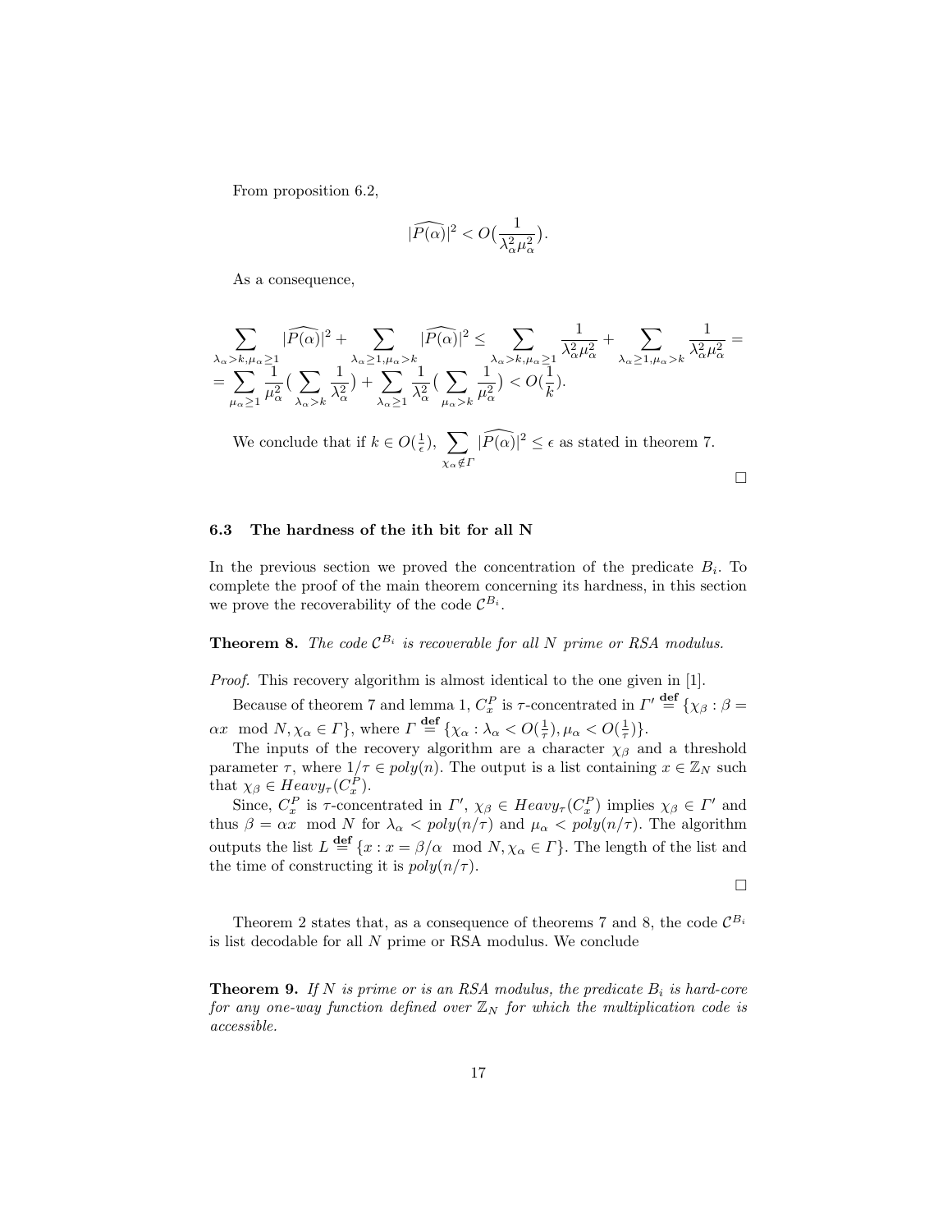From proposition 6.2,

$$|\widehat{P(\alpha)}|^2 < O(\frac{1}{\lambda_\alpha^2 \mu_\alpha^2}).$$

As a consequence,

$$\sum_{\lambda_\alpha > k, \mu_\alpha \geq 1} |\widehat{P(\alpha)}|^2 + \sum_{\lambda_\alpha \geq 1, \mu_\alpha > k} |\widehat{P(\alpha)}|^2 \leq \sum_{\lambda_\alpha > k, \mu_\alpha \geq 1} \frac{1}{\lambda_\alpha^2 \mu_\alpha^2} + \sum_{\lambda_\alpha \geq 1, \mu_\alpha > k} \frac{1}{\lambda_\alpha^2 \mu_\alpha^2} =$$
$$= \sum_{\mu_\alpha \geq 1} \frac{1}{\mu_\alpha^2} ( \sum_{\lambda_\alpha > k} \frac{1}{\lambda_\alpha^2} ) + \sum_{\lambda_\alpha \geq 1} \frac{1}{\lambda_\alpha^2} ( \sum_{\mu_\alpha > k} \frac{1}{\mu_\alpha^2} ) < O(\frac{1}{k}).$$

We conclude that if $k \in O(\frac{1}{\epsilon})$, $\sum_{\chi_\alpha \notin \Gamma} |\widehat{P(\alpha)}|^2 \leq \epsilon$ as stated in theorem 7.

□

### 6.3 The hardness of the ith bit for all N

In the previous section we proved the concentration of the predicate $B_i$. To complete the proof of the main theorem concerning its hardness, in this section we prove the recoverability of the code $\mathcal{C}^{B_i}$.

**Theorem 8.** *The code $\mathcal{C}^{B_i}$ is recoverable for all $N$ prime or RSA modulus.*

*Proof.* This recovery algorithm is almost identical to the one given in [1].

Because of theorem 7 and lemma 1, $C_x^P$ is $\tau$-concentrated in $\Gamma' \stackrel{\mathbf{def}}{=} \{\chi_\beta : \beta = \alpha x \mod N, \chi_\alpha \in \Gamma\}$, where $\Gamma \stackrel{\mathbf{def}}{=} \{\chi_\alpha : \lambda_\alpha < O(\frac{1}{\tau}), \mu_\alpha < O(\frac{1}{\tau})\}$.

The inputs of the recovery algorithm are a character $\chi_\beta$ and a threshold parameter $\tau$, where $1/\tau \in poly(n)$. The output is a list containing $x \in \mathbb{Z}_N$ such that $\chi_\beta \in Heavy_\tau(C_x^P)$.

Since, $C_x^P$ is $\tau$-concentrated in $\Gamma'$, $\chi_\beta \in Heavy_\tau(C_x^P)$ implies $\chi_\beta \in \Gamma'$ and thus $\beta = \alpha x \mod N$ for $\lambda_\alpha < poly(n/\tau)$ and $\mu_\alpha < poly(n/\tau)$. The algorithm outputs the list $L \stackrel{\mathbf{def}}{=} \{x : x = \beta/\alpha \mod N, \chi_\alpha \in \Gamma\}$. The length of the list and the time of constructing it is $poly(n/\tau)$.

□

Theorem 2 states that, as a consequence of theorems 7 and 8, the code $\mathcal{C}^{B_i}$ is list decodable for all $N$ prime or RSA modulus. We conclude

**Theorem 9.** *If $N$ is prime or is an RSA modulus, the predicate $B_i$ is hard-core for any one-way function defined over $\mathbb{Z}_N$ for which the multiplication code is accessible.*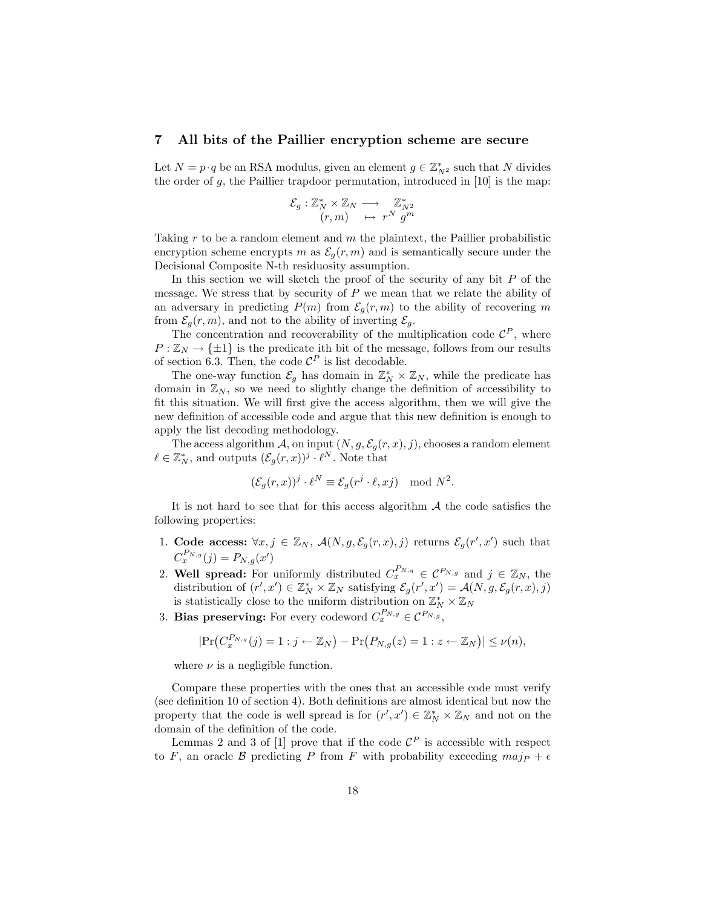## 7 All bits of the Paillier encryption scheme are secure

Let $N = p \cdot q$ be an RSA modulus, given an element $g \in \mathbb{Z}_{N^2}^*$ such that $N$ divides the order of $g$, the Paillier trapdoor permutation, introduced in [10] is the map:

$$\begin{array}{rcl} \mathcal{E}_g : \mathbb{Z}_N^* \times \mathbb{Z}_N & \longrightarrow & \mathbb{Z}_{N^2}^* \\ (r, m) & \mapsto & r^N \, g^m \end{array}$$

Taking $r$ to be a random element and $m$ the plaintext, the Paillier probabilistic encryption scheme encrypts $m$ as $\mathcal{E}_g(r, m)$ and is semantically secure under the Decisional Composite N-th residuosity assumption.

In this section we will sketch the proof of the security of any bit $P$ of the message. We stress that by security of $P$ we mean that we relate the ability of an adversary in predicting $P(m)$ from $\mathcal{E}_g(r, m)$ to the ability of recovering $m$ from $\mathcal{E}_g(r, m)$, and not to the ability of inverting $\mathcal{E}_g$.

The concentration and recoverability of the multiplication code $\mathcal{C}^P$, where $P : \mathbb{Z}_N \to \{\pm 1\}$ is the predicate ith bit of the message, follows from our results of section 6.3. Then, the code $\mathcal{C}^P$ is list decodable.

The one-way function $\mathcal{E}_g$ has domain in $\mathbb{Z}_N^* \times \mathbb{Z}_N$, while the predicate has domain in $\mathbb{Z}_N$, so we need to slightly change the definition of accessibility to fit this situation. We will first give the access algorithm, then we will give the new definition of accessible code and argue that this new definition is enough to apply the list decoding methodology.

The access algorithm $\mathcal{A}$, on input $(N, g, \mathcal{E}_g(r, x), j)$, chooses a random element $\ell \in \mathbb{Z}_N^*$, and outputs $(\mathcal{E}_g(r, x))^j \cdot \ell^N$. Note that

$$(\mathcal{E}_g(r, x))^j \cdot \ell^N \equiv \mathcal{E}_g(r^j \cdot \ell, xj) \mod N^2.$$

It is not hard to see that for this access algorithm $\mathcal{A}$ the code satisfies the following properties:

1. **Code access:** $\forall x, j \in \mathbb{Z}_N$, $\mathcal{A}(N, g, \mathcal{E}_g(r, x), j)$ returns $\mathcal{E}_g(r', x')$ such that $C_x^{P_{N,g}}(j) = P_{N,g}(x')$
2. **Well spread:** For uniformly distributed $C_x^{P_{N,g}} \in \mathcal{C}^{P_{N,g}}$ and $j \in \mathbb{Z}_N$, the distribution of $(r', x') \in \mathbb{Z}_N^* \times \mathbb{Z}_N$ satisfying $\mathcal{E}_g(r', x') = \mathcal{A}(N, g, \mathcal{E}_g(r, x), j)$ is statistically close to the uniform distribution on $\mathbb{Z}_N^* \times \mathbb{Z}_N$
3. **Bias preserving:** For every codeword $C_x^{P_{N,g}} \in \mathcal{C}^{P_{N,g}}$,

$$|\Pr\big(C_x^{P_{N,g}}(j) = 1 : j \leftarrow \mathbb{Z}_N\big) - \Pr\big(P_{N,g}(z) = 1 : z \leftarrow \mathbb{Z}_N\big)| \leq \nu(n),$$

where $\nu$ is a negligible function.

Compare these properties with the ones that an accessible code must verify (see definition 10 of section 4). Both definitions are almost identical but now the property that the code is well spread is for $(r', x') \in \mathbb{Z}_N^* \times \mathbb{Z}_N$ and not on the domain of the definition of the code.

Lemmas 2 and 3 of [1] prove that if the code $\mathcal{C}^P$ is accessible with respect to $F$, an oracle $\mathcal{B}$ predicting $P$ from $F$ with probability exceeding $maj_P + \epsilon$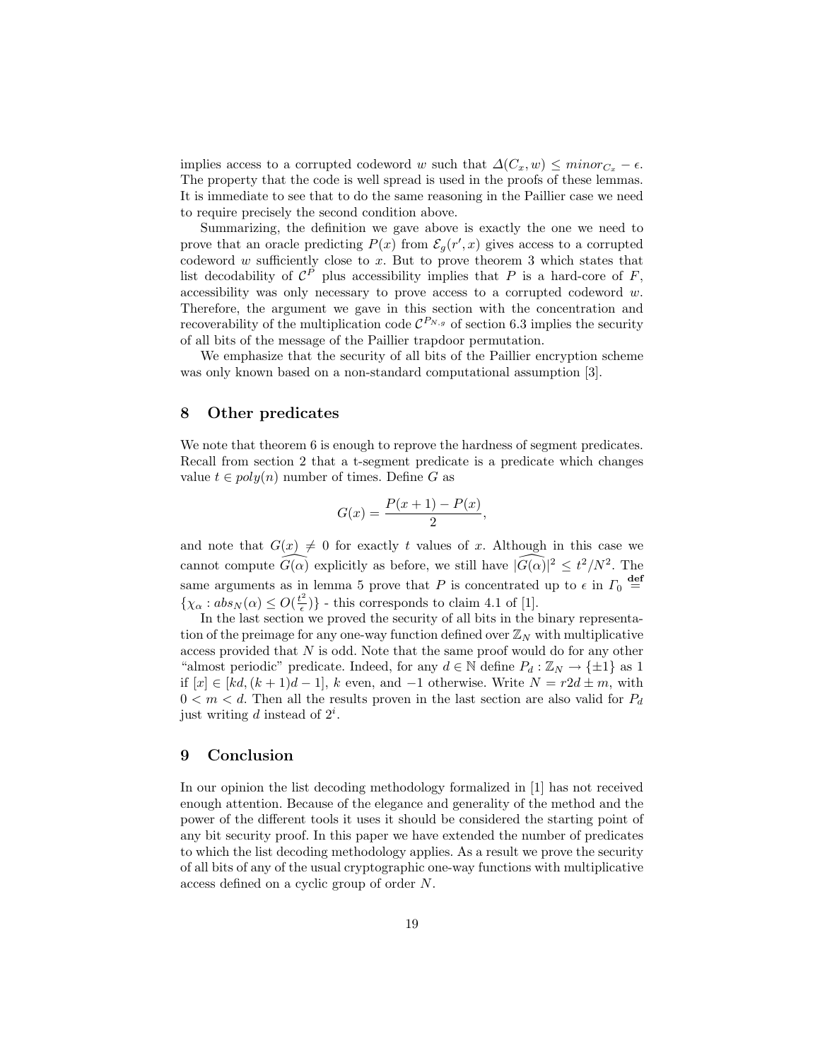implies access to a corrupted codeword $w$ such that $\Delta(C_x, w) \leq minor_{C_x} - \epsilon$. The property that the code is well spread is used in the proofs of these lemmas. It is immediate to see that to do the same reasoning in the Paillier case we need to require precisely the second condition above.

Summarizing, the definition we gave above is exactly the one we need to prove that an oracle predicting $P(x)$ from $\mathcal{E}_g(r', x)$ gives access to a corrupted codeword $w$ sufficiently close to $x$. But to prove theorem 3 which states that list decodability of $\mathcal{C}^P$ plus accessibility implies that $P$ is a hard-core of $F$, accessibility was only necessary to prove access to a corrupted codeword $w$. Therefore, the argument we gave in this section with the concentration and recoverability of the multiplication code $\mathcal{C}^{P_{N,g}}$ of section 6.3 implies the security of all bits of the message of the Paillier trapdoor permutation.

We emphasize that the security of all bits of the Paillier encryption scheme was only known based on a non-standard computational assumption [3].

## 8 Other predicates

We note that theorem 6 is enough to reprove the hardness of segment predicates. Recall from section 2 that a t-segment predicate is a predicate which changes value $t \in poly(n)$ number of times. Define $G$ as

$$G(x) = \frac{P(x+1) - P(x)}{2},$$

and note that $G(x) \neq 0$ for exactly $t$ values of $x$. Although in this case we cannot compute $\widehat{G(\alpha)}$ explicitly as before, we still have $|\widehat{G(\alpha)}|^2 \leq t^2/N^2$. The same arguments as in lemma 5 prove that $P$ is concentrated up to $\epsilon$ in $\Gamma_0 \stackrel{\text{def}}{=} \{\chi_\alpha : abs_N(\alpha) \leq O(\frac{t^2}{\epsilon})\}$ - this corresponds to claim 4.1 of [1].

In the last section we proved the security of all bits in the binary representation of the preimage for any one-way function defined over $\mathbb{Z}_N$ with multiplicative access provided that $N$ is odd. Note that the same proof would do for any other "almost periodic" predicate. Indeed, for any $d \in \mathbb{N}$ define $P_d : \mathbb{Z}_N \to \{\pm 1\}$ as 1 if $[x] \in [kd, (k+1)d - 1]$, $k$ even, and $-1$ otherwise. Write $N = r2d \pm m$, with $0 < m < d$. Then all the results proven in the last section are also valid for $P_d$ just writing $d$ instead of $2^i$.

## 9 Conclusion

In our opinion the list decoding methodology formalized in [1] has not received enough attention. Because of the elegance and generality of the method and the power of the different tools it uses it should be considered the starting point of any bit security proof. In this paper we have extended the number of predicates to which the list decoding methodology applies. As a result we prove the security of all bits of any of the usual cryptographic one-way functions with multiplicative access defined on a cyclic group of order $N$.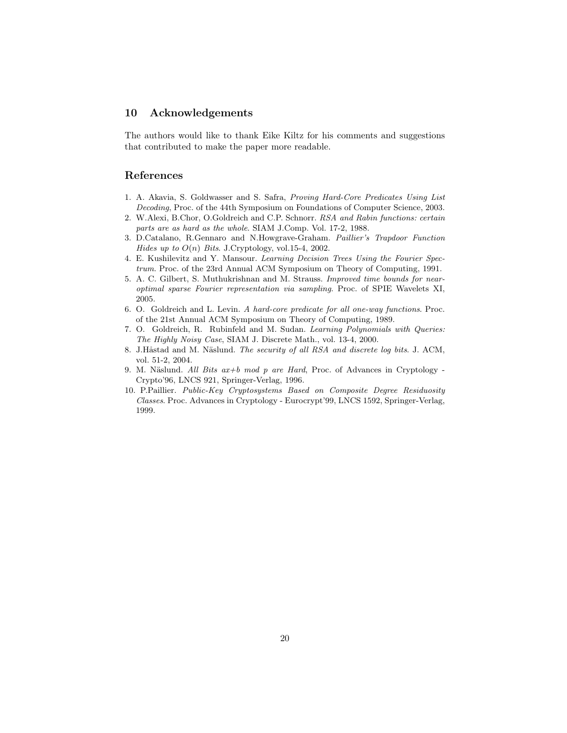## 10 Acknowledgements

The authors would like to thank Eike Kiltz for his comments and suggestions that contributed to make the paper more readable.

## References

1. A. Akavia, S. Goldwasser and S. Safra, *Proving Hard-Core Predicates Using List Decoding*, Proc. of the 44th Symposium on Foundations of Computer Science, 2003.
2. W.Alexi, B.Chor, O.Goldreich and C.P. Schnorr. *RSA and Rabin functions: certain parts are as hard as the whole*. SIAM J.Comp. Vol. 17-2, 1988.
3. D.Catalano, R.Gennaro and N.Howgrave-Graham. *Paillier's Trapdoor Function Hides up to $O(n)$ Bits*. J.Cryptology, vol.15-4, 2002.
4. E. Kushilevitz and Y. Mansour. *Learning Decision Trees Using the Fourier Spectrum.* Proc. of the 23rd Annual ACM Symposium on Theory of Computing, 1991.
5. A. C. Gilbert, S. Muthukrishnan and M. Strauss. *Improved time bounds for near-optimal sparse Fourier representation via sampling.* Proc. of SPIE Wavelets XI, 2005.
6. O. Goldreich and L. Levin. *A hard-core predicate for all one-way functions*. Proc. of the 21st Annual ACM Symposium on Theory of Computing, 1989.
7. O. Goldreich, R. Rubinfeld and M. Sudan. *Learning Polynomials with Queries: The Highly Noisy Case*, SIAM J. Discrete Math., vol. 13-4, 2000.
8. J.Håstad and M. Näslund. *The security of all RSA and discrete log bits*. J. ACM, vol. 51-2, 2004.
9. M. Näslund. *All Bits ax+b mod p are Hard*, Proc. of Advances in Cryptology - Crypto'96, LNCS 921, Springer-Verlag, 1996.
10. P.Paillier. *Public-Key Cryptosystems Based on Composite Degree Residuosity Classes*. Proc. Advances in Cryptology - Eurocrypt'99, LNCS 1592, Springer-Verlag, 1999.